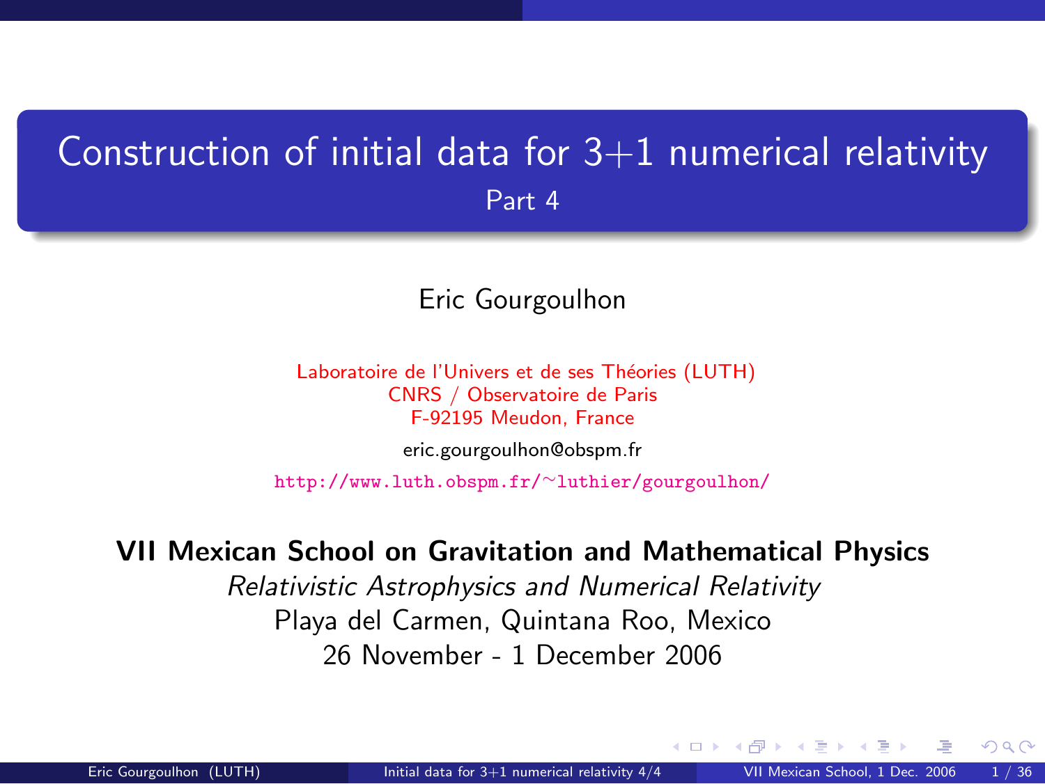# Construction of initial data for 3+1 numerical relativity

## Part 4

Eric Gourgoulhon

Laboratoire de l'Univers et de ses Théories (LUTH)
CNRS / Observatoire de Paris
F-92195 Meudon, France

eric.gourgoulhon@obspm.fr

http://www.luth.obspm.fr/~luthier/gourgoulhon/

**VII Mexican School on Gravitation and Mathematical Physics**

*Relativistic Astrophysics and Numerical Relativity*

Playa del Carmen, Quintana Roo, Mexico

26 November - 1 December 2006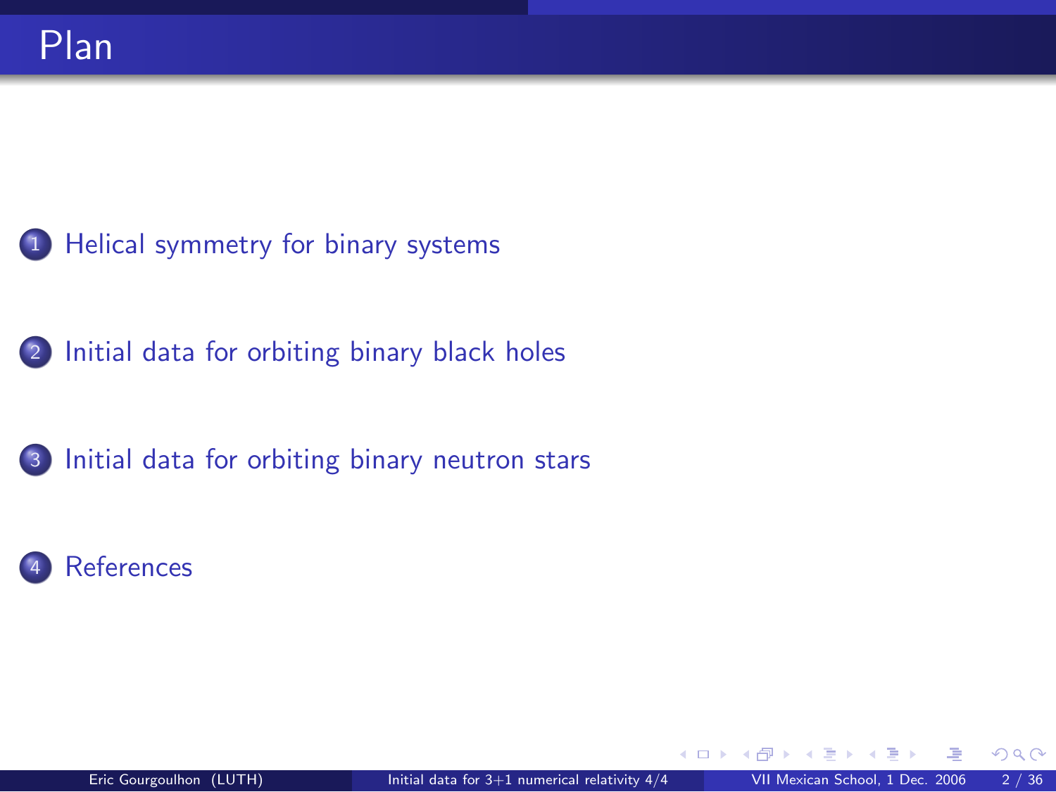# Plan

1. Helical symmetry for binary systems
2. Initial data for orbiting binary black holes
3. Initial data for orbiting binary neutron stars
4. References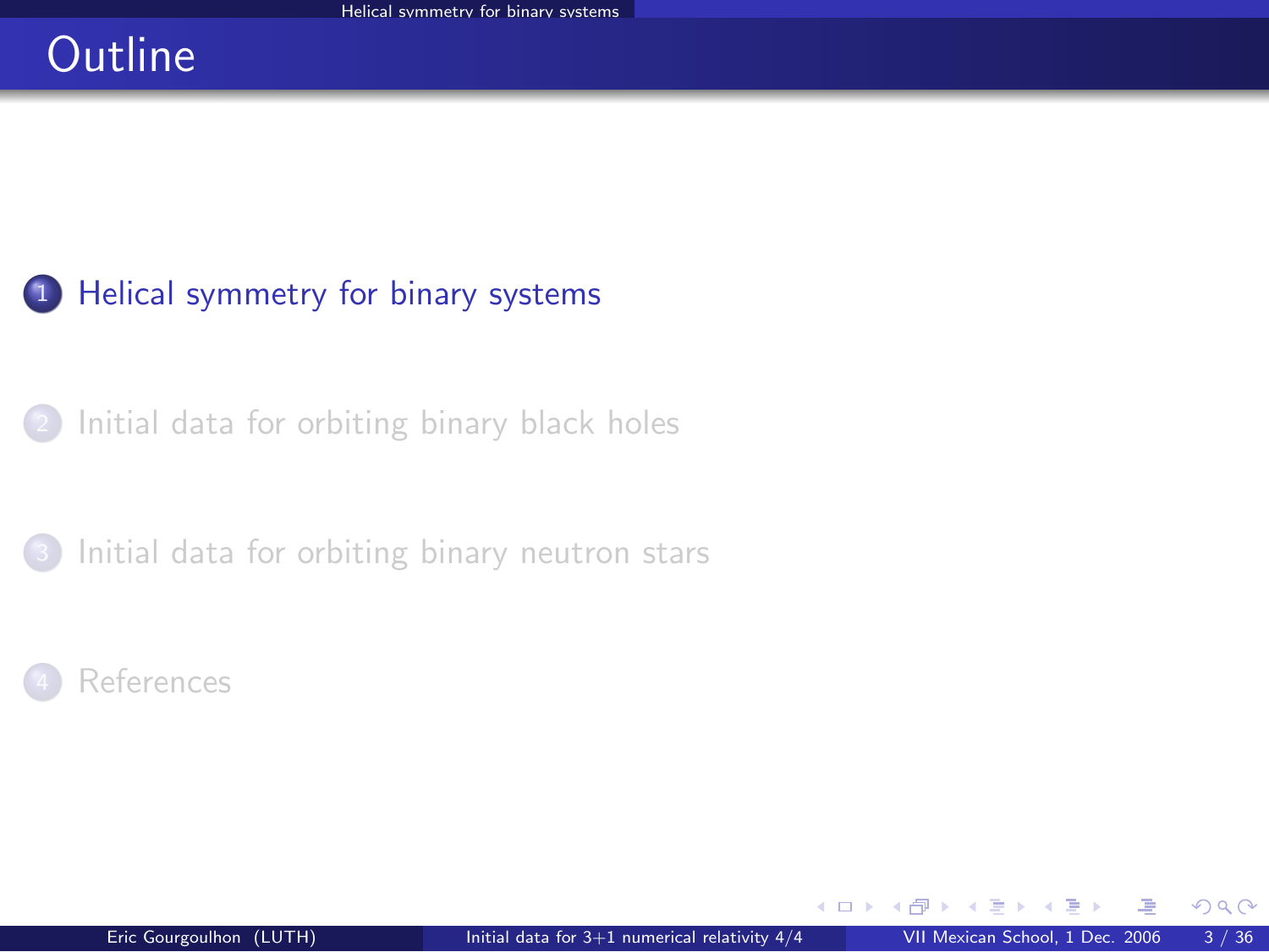# Outline

1. Helical symmetry for binary systems
2. Initial data for orbiting binary black holes
3. Initial data for orbiting binary neutron stars
4. References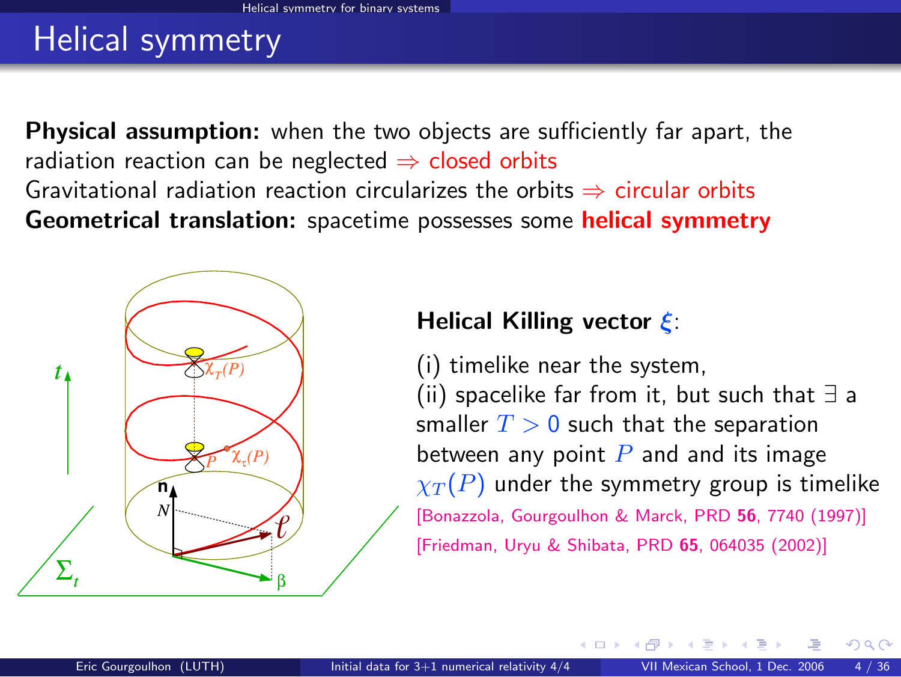# Helical symmetry

**Physical assumption:** when the two objects are sufficiently far apart, the radiation reaction can be neglected $\Rightarrow$ closed orbits

Gravitational radiation reaction circularizes the orbits $\Rightarrow$ circular orbits

**Geometrical translation:** spacetime possesses some **helical symmetry**

**Helical Killing vector $\xi$:**

(i) timelike near the system,

(ii) spacelike far from it, but such that $\exists$ a smaller $T > 0$ such that the separation between any point $P$ and and its image $\chi_T(P)$ under the symmetry group is timelike

[Bonazzola, Gourgoulhon & Marck, PRD **56**, 7740 (1997)]

[Friedman, Uryu & Shibata, PRD **65**, 064035 (2002)]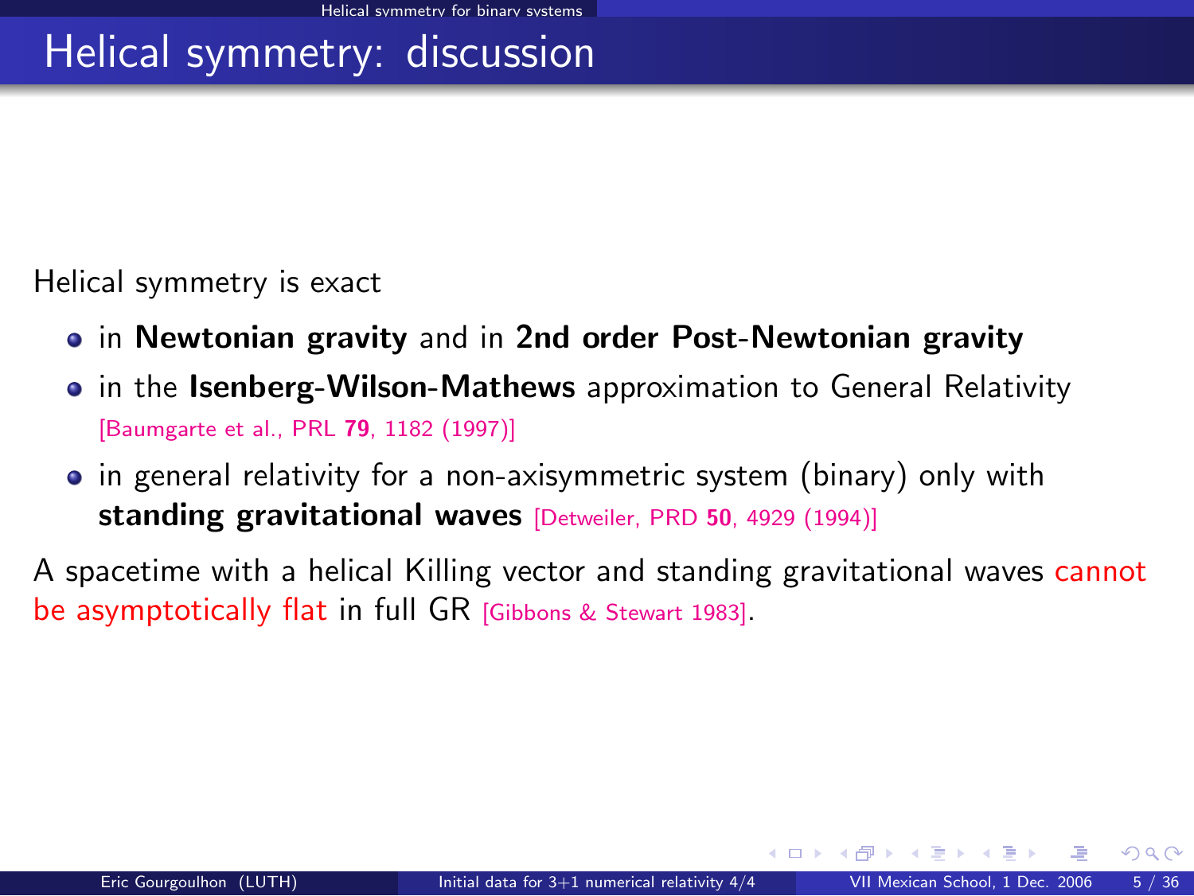# Helical symmetry: discussion

Helical symmetry is exact

- in **Newtonian gravity** and in **2nd order Post-Newtonian gravity**
- in the **Isenberg-Wilson-Mathews** approximation to General Relativity [Baumgarte et al., PRL **79**, 1182 (1997)]
- in general relativity for a non-axisymmetric system (binary) only with **standing gravitational waves** [Detweiler, PRD **50**, 4929 (1994)]

A spacetime with a helical Killing vector and standing gravitational waves cannot be asymptotically flat in full GR [Gibbons & Stewart 1983].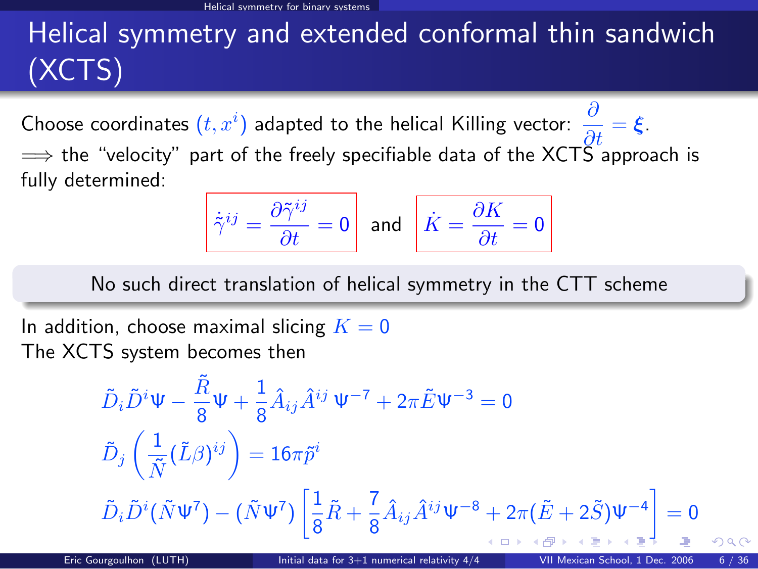# Helical symmetry and extended conformal thin sandwich (XCTS)

Choose coordinates $(t, x^i)$ adapted to the helical Killing vector: $\dfrac{\partial}{\partial t} = \boldsymbol{\xi}$.

$\Longrightarrow$ the "velocity" part of the freely specifiable data of the XCTS approach is fully determined:

$$\dot{\tilde{\gamma}}^{ij} = \frac{\partial \tilde{\gamma}^{ij}}{\partial t} = 0 \quad \text{and} \quad \dot{K} = \frac{\partial K}{\partial t} = 0$$

> No such direct translation of helical symmetry in the CTT scheme

In addition, choose maximal slicing $K = 0$

The XCTS system becomes then

$$\tilde{D}_i \tilde{D}^i \Psi - \frac{\tilde{R}}{8}\Psi + \frac{1}{8}\hat{A}_{ij}\hat{A}^{ij}\,\Psi^{-7} + 2\pi\tilde{E}\Psi^{-3} = 0$$

$$\tilde{D}_j\left(\frac{1}{\tilde{N}}(\tilde{L}\beta)^{ij}\right) = 16\pi\tilde{p}^i$$

$$\tilde{D}_i\tilde{D}^i(\tilde{N}\Psi^7) - (\tilde{N}\Psi^7)\left[\frac{1}{8}\tilde{R} + \frac{7}{8}\hat{A}_{ij}\hat{A}^{ij}\Psi^{-8} + 2\pi(\tilde{E} + 2\tilde{S})\Psi^{-4}\right] = 0$$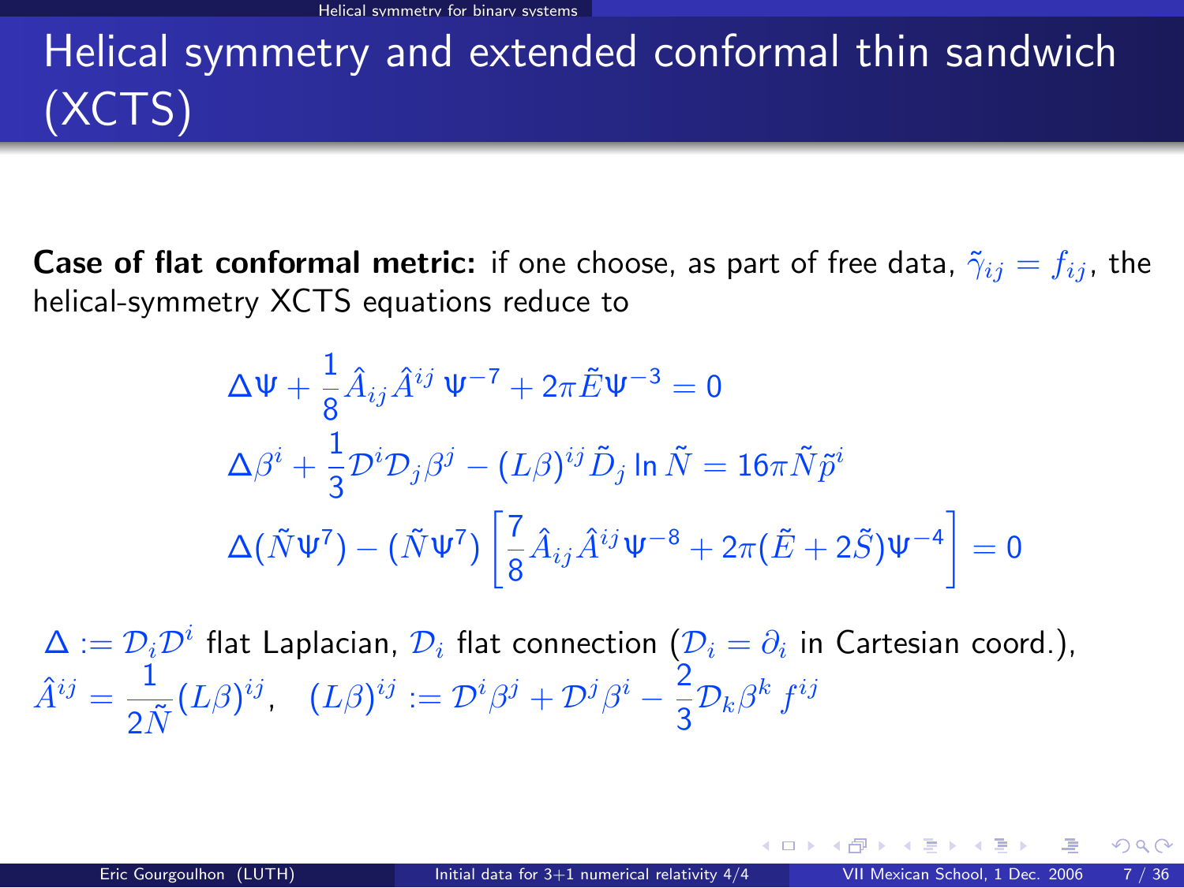# Helical symmetry and extended conformal thin sandwich (XCTS)

**Case of flat conformal metric:** if one choose, as part of free data, $\tilde{\gamma}_{ij} = f_{ij}$, the helical-symmetry XCTS equations reduce to

$$\Delta\Psi + \frac{1}{8}\hat{A}_{ij}\hat{A}^{ij}\,\Psi^{-7} + 2\pi\tilde{E}\Psi^{-3} = 0$$

$$\Delta\beta^i + \frac{1}{3}\mathcal{D}^i\mathcal{D}_j\beta^j - (L\beta)^{ij}\tilde{D}_j \ln\tilde{N} = 16\pi\tilde{N}\tilde{p}^i$$

$$\Delta(\tilde{N}\Psi^7) - (\tilde{N}\Psi^7)\left[\frac{7}{8}\hat{A}_{ij}\hat{A}^{ij}\Psi^{-8} + 2\pi(\tilde{E} + 2\tilde{S})\Psi^{-4}\right] = 0$$

$\Delta := \mathcal{D}_i\mathcal{D}^i$ flat Laplacian, $\mathcal{D}_i$ flat connection ($\mathcal{D}_i = \partial_i$ in Cartesian coord.), $\hat{A}^{ij} = \frac{1}{2\tilde{N}}(L\beta)^{ij}$, $\quad (L\beta)^{ij} := \mathcal{D}^i\beta^j + \mathcal{D}^j\beta^i - \frac{2}{3}\mathcal{D}_k\beta^k\, f^{ij}$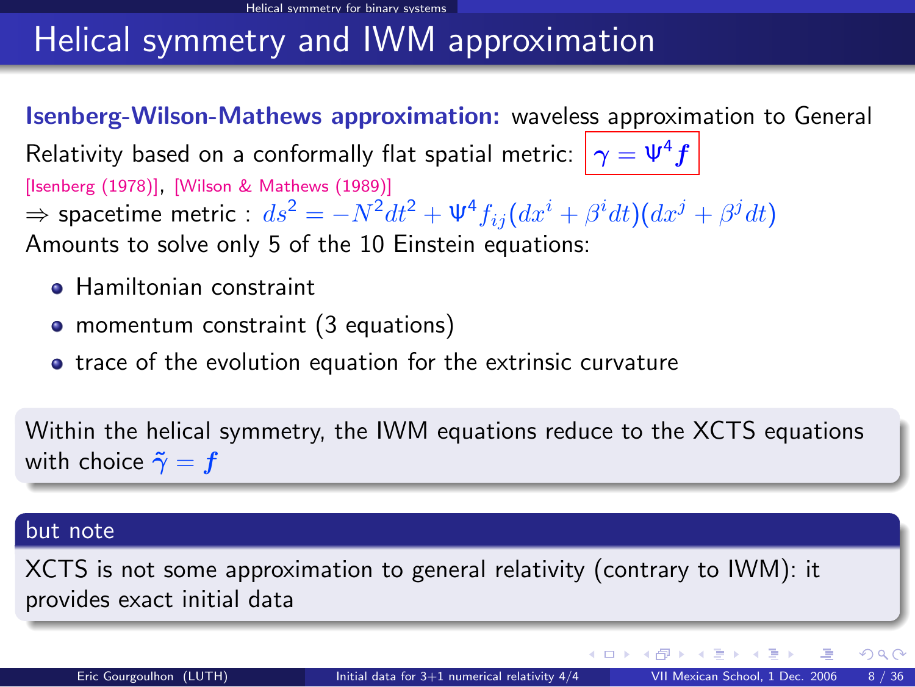# Helical symmetry and IWM approximation

**Isenberg-Wilson-Mathews approximation:** waveless approximation to General Relativity based on a conformally flat spatial metric: $\gamma = \Psi^4 f$

[Isenberg (1978)], [Wilson & Mathews (1989)]

$\Rightarrow$ spacetime metric : $ds^2 = -N^2 dt^2 + \Psi^4 f_{ij}(dx^i + \beta^i dt)(dx^j + \beta^j dt)$

Amounts to solve only 5 of the 10 Einstein equations:

- Hamiltonian constraint
- momentum constraint (3 equations)
- trace of the evolution equation for the extrinsic curvature

Within the helical symmetry, the IWM equations reduce to the XCTS equations with choice $\tilde{\gamma} = f$

**but note**

XCTS is not some approximation to general relativity (contrary to IWM): it provides exact initial data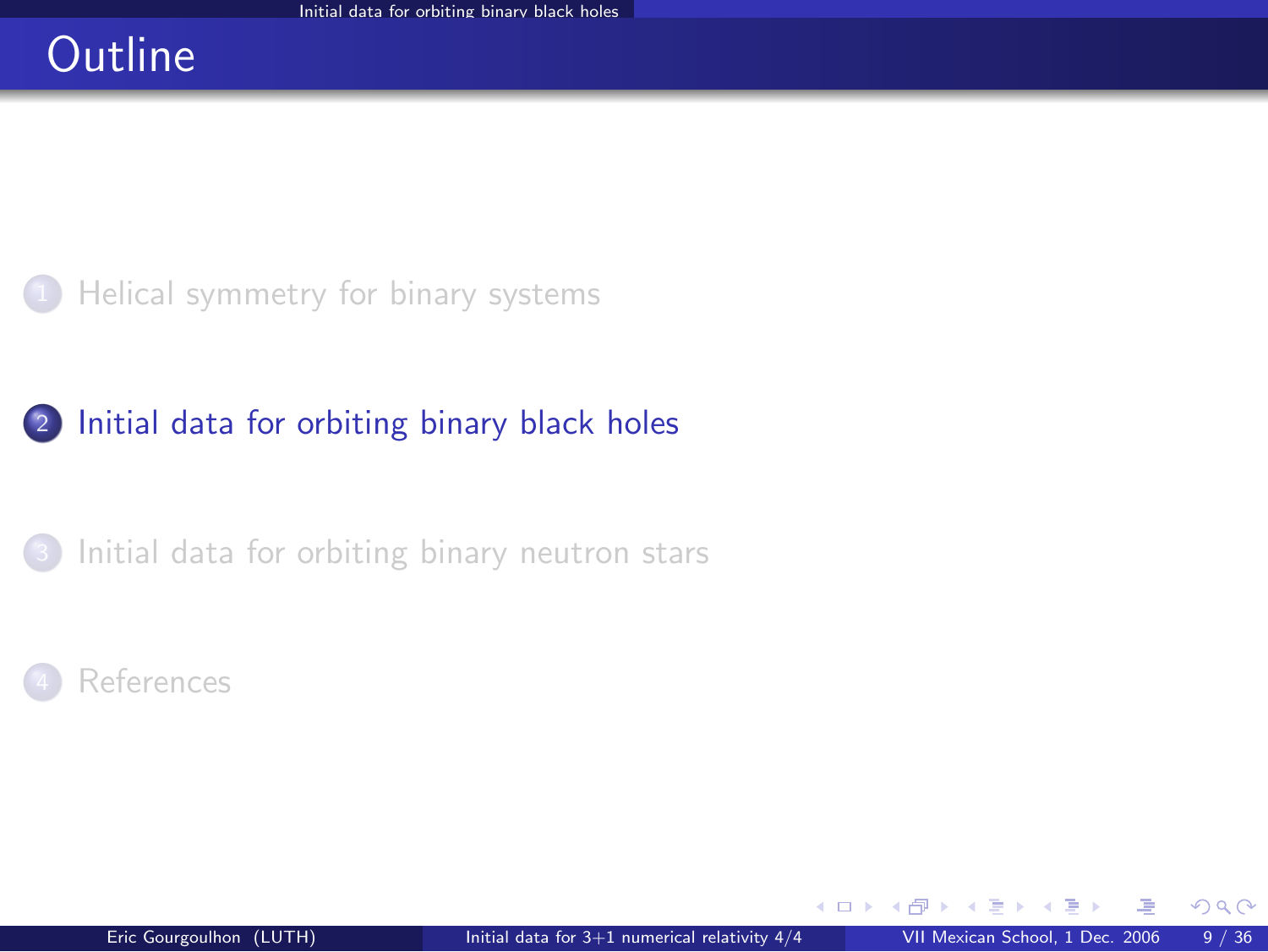# Outline

1. Helical symmetry for binary systems
2. **Initial data for orbiting binary black holes**
3. Initial data for orbiting binary neutron stars
4. References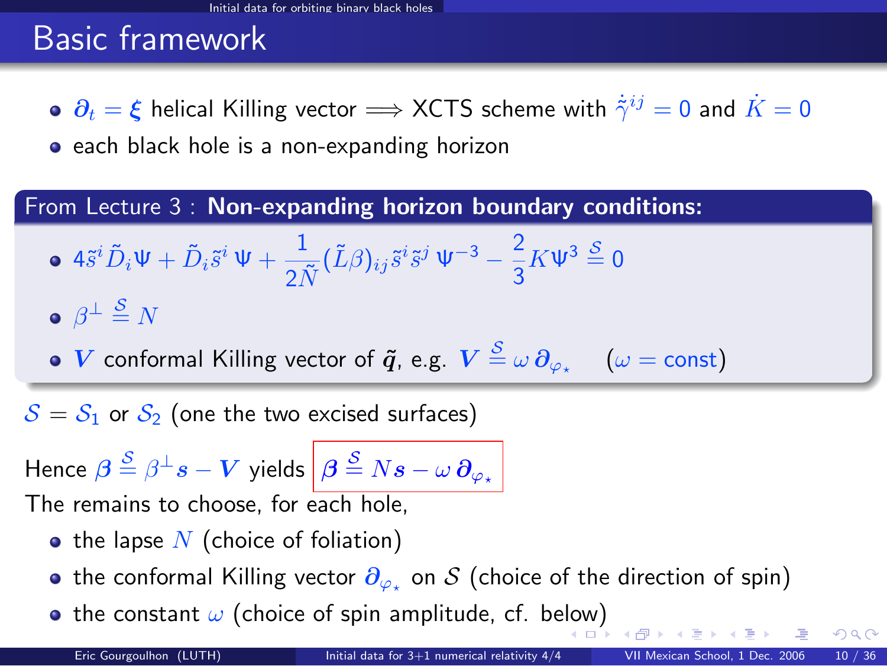# Basic framework

- $\partial_t = \xi$ helical Killing vector $\Longrightarrow$ XCTS scheme with $\dot{\tilde{\gamma}}^{ij} = 0$ and $\dot{K} = 0$
- each black hole is a non-expanding horizon

**From Lecture 3 : Non-expanding horizon boundary conditions:**

- $4\tilde{s}^i \tilde{D}_i \Psi + \tilde{D}_i \tilde{s}^i \, \Psi + \dfrac{1}{2\tilde{N}} (\tilde{L}\beta)_{ij} \tilde{s}^i \tilde{s}^j \, \Psi^{-3} - \dfrac{2}{3} K \Psi^3 \overset{\mathcal{S}}{=} 0$
- $\beta^{\perp} \overset{\mathcal{S}}{=} N$
- $\boldsymbol{V}$ conformal Killing vector of $\tilde{\boldsymbol{q}}$, e.g. $\boldsymbol{V} \overset{\mathcal{S}}{=} \omega \, \boldsymbol{\partial}_{\varphi_\star}$ $\quad (\omega = \text{const})$

$\mathcal{S} = \mathcal{S}_1$ or $\mathcal{S}_2$ (one the two excised surfaces)

Hence $\boldsymbol{\beta} \overset{\mathcal{S}}{=} \beta^{\perp} \boldsymbol{s} - \boldsymbol{V}$ yields $\boxed{\boldsymbol{\beta} \overset{\mathcal{S}}{=} N \boldsymbol{s} - \omega \, \boldsymbol{\partial}_{\varphi_\star}}$

The remains to choose, for each hole,

- the lapse $N$ (choice of foliation)
- the conformal Killing vector $\boldsymbol{\partial}_{\varphi_\star}$ on $\mathcal{S}$ (choice of the direction of spin)
- the constant $\omega$ (choice of spin amplitude, cf. below)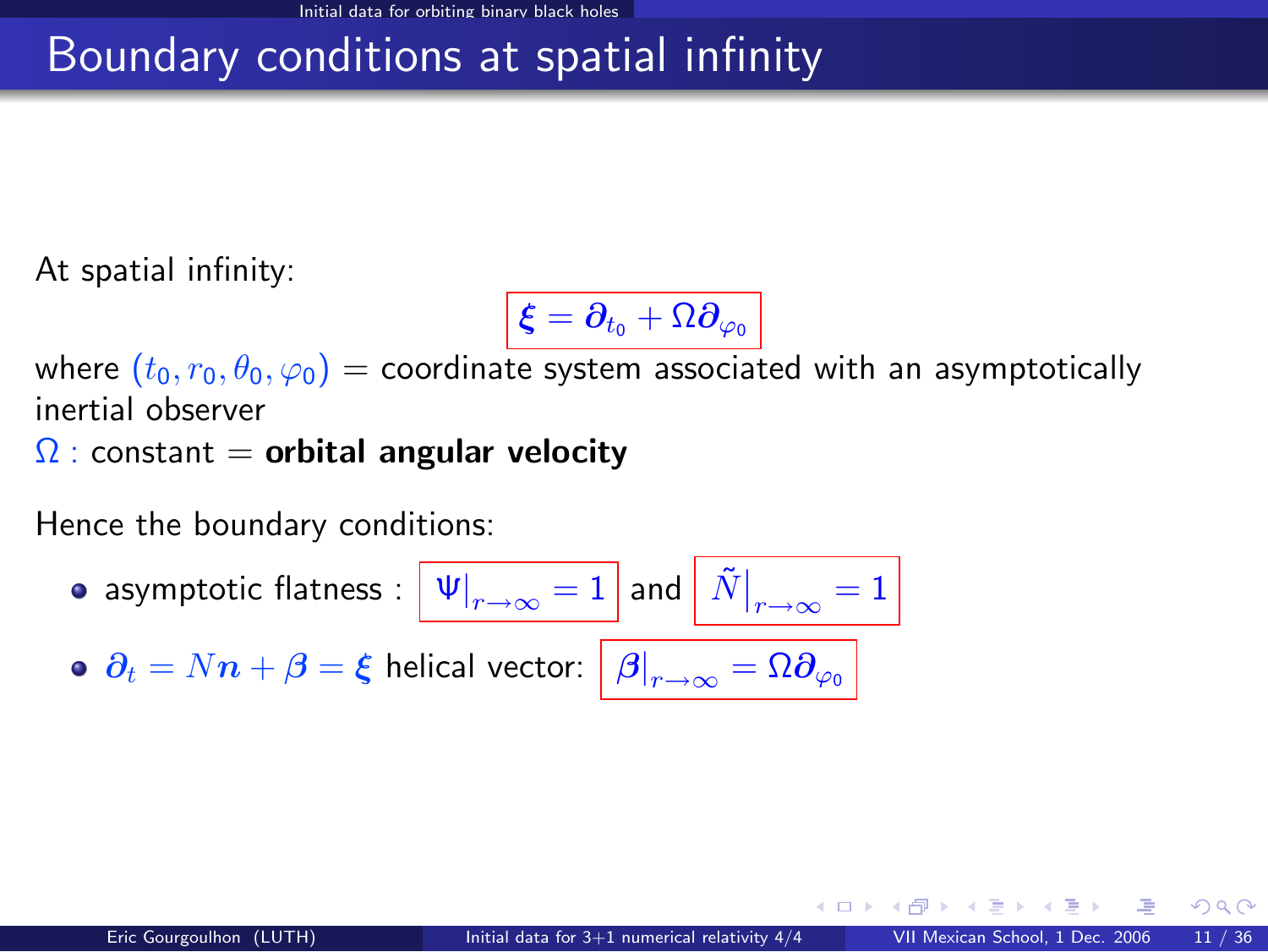# Boundary conditions at spatial infinity

At spatial infinity:

$$\boldsymbol{\xi} = \boldsymbol{\partial}_{t_0} + \Omega \boldsymbol{\partial}_{\varphi_0}$$

where $(t_0, r_0, \theta_0, \varphi_0)$ = coordinate system associated with an asymptotically inertial observer

$\Omega$ : constant = **orbital angular velocity**

Hence the boundary conditions:

- asymptotic flatness : $\Psi|_{r\to\infty} = 1$ and $\tilde{N}\big|_{r\to\infty} = 1$
- $\boldsymbol{\partial}_t = N\boldsymbol{n} + \boldsymbol{\beta} = \boldsymbol{\xi}$ helical vector: $\boldsymbol{\beta}|_{r\to\infty} = \Omega \boldsymbol{\partial}_{\varphi_0}$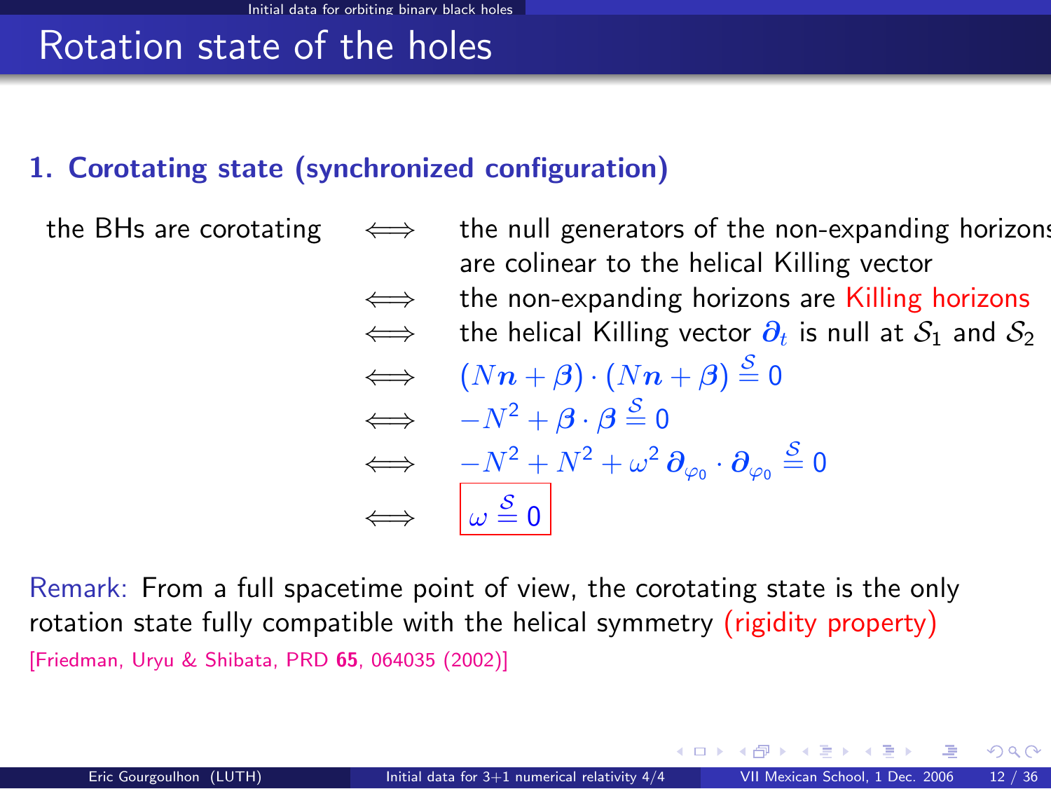# Rotation state of the holes

### 1. Corotating state (synchronized configuration)

the BHs are corotating $\iff$ the null generators of the non-expanding horizons are colinear to the helical Killing vector

$\iff$ the non-expanding horizons are Killing horizons

$\iff$ the helical Killing vector $\boldsymbol{\partial}_t$ is null at $\mathcal{S}_1$ and $\mathcal{S}_2$

$\iff$ $(N\boldsymbol{n} + \boldsymbol{\beta}) \cdot (N\boldsymbol{n} + \boldsymbol{\beta}) \stackrel{\mathcal{S}}{=} 0$

$\iff$ $-N^2 + \boldsymbol{\beta} \cdot \boldsymbol{\beta} \stackrel{\mathcal{S}}{=} 0$

$\iff$ $-N^2 + N^2 + \omega^2 \, \boldsymbol{\partial}_{\varphi_0} \cdot \boldsymbol{\partial}_{\varphi_0} \stackrel{\mathcal{S}}{=} 0$

$\iff$ $\boxed{\omega \stackrel{\mathcal{S}}{=} 0}$

Remark: From a full spacetime point of view, the corotating state is the only rotation state fully compatible with the helical symmetry (rigidity property)

[Friedman, Uryu & Shibata, PRD **65**, 064035 (2002)]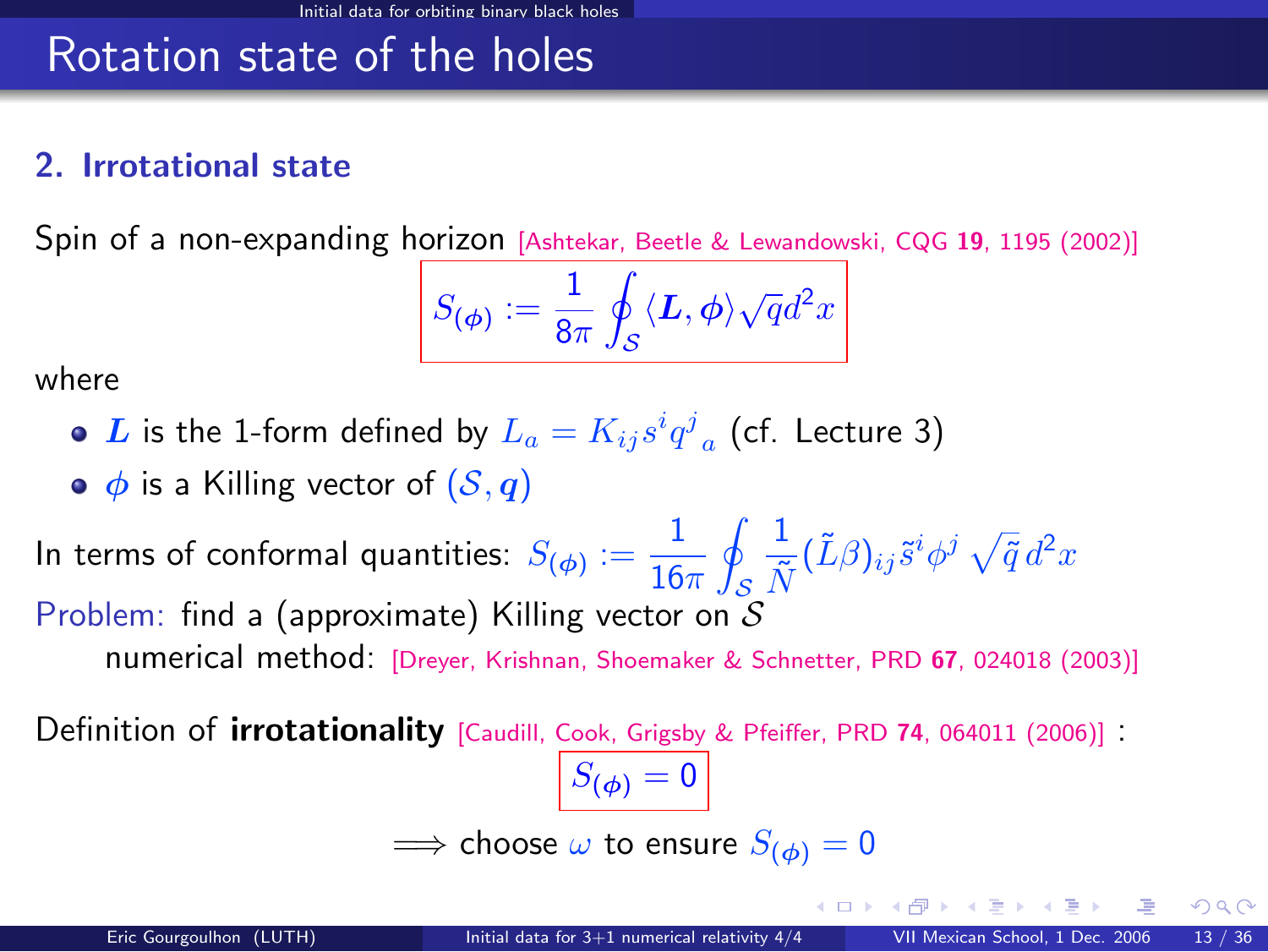# Rotation state of the holes

## 2. Irrotational state

Spin of a non-expanding horizon [Ashtekar, Beetle & Lewandowski, CQG **19**, 1195 (2002)]

$$S_{(\phi)} := \frac{1}{8\pi} \oint_{\mathcal{S}} \langle \boldsymbol{L}, \boldsymbol{\phi} \rangle \sqrt{q} d^2 x$$

where

- $\boldsymbol{L}$ is the 1-form defined by $L_a = K_{ij} s^i q^j{}_a$ (cf. Lecture 3)
- $\boldsymbol{\phi}$ is a Killing vector of $(\mathcal{S}, \boldsymbol{q})$

In terms of conformal quantities: $S_{(\phi)} := \dfrac{1}{16\pi} \displaystyle\oint_{\mathcal{S}} \frac{1}{\tilde{N}} (\tilde{L}\beta)_{ij} \tilde{s}^i \phi^j \sqrt{\tilde{q}}\, d^2 x$

Problem: find a (approximate) Killing vector on $\mathcal{S}$

numerical method: [Dreyer, Krishnan, Shoemaker & Schnetter, PRD **67**, 024018 (2003)]

Definition of **irrotationality** [Caudill, Cook, Grigsby & Pfeiffer, PRD **74**, 064011 (2006)] :

$$S_{(\phi)} = 0$$

$\Longrightarrow$ choose $\omega$ to ensure $S_{(\phi)} = 0$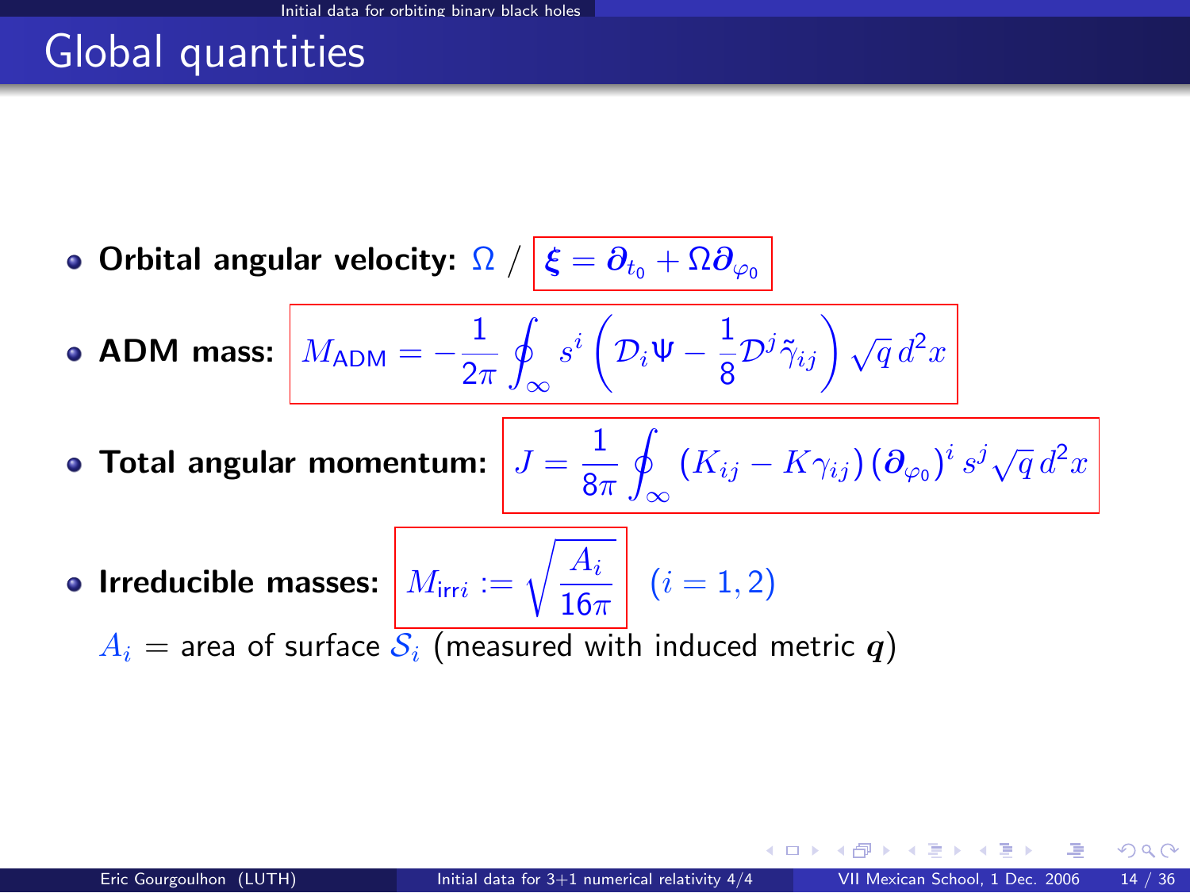# Global quantities

- **Orbital angular velocity:** $\Omega$ / $\boldsymbol{\xi} = \boldsymbol{\partial}_{t_0} + \Omega \boldsymbol{\partial}_{\varphi_0}$

- **ADM mass:** $$M_{\text{ADM}} = -\frac{1}{2\pi} \oint_{\infty} s^i \left( \mathcal{D}_i \Psi - \frac{1}{8} \mathcal{D}^j \tilde{\gamma}_{ij} \right) \sqrt{q}\, d^2x$$

- **Total angular momentum:** $$J = \frac{1}{8\pi} \oint_{\infty} \left( K_{ij} - K \gamma_{ij} \right) \left( \boldsymbol{\partial}_{\varphi_0} \right)^i s^j \sqrt{q}\, d^2x$$

- **Irreducible masses:** $$M_{\text{irr}\,i} := \sqrt{\frac{A_i}{16\pi}} \quad (i = 1, 2)$$

  $A_i$ = area of surface $\mathcal{S}_i$ (measured with induced metric $\boldsymbol{q}$)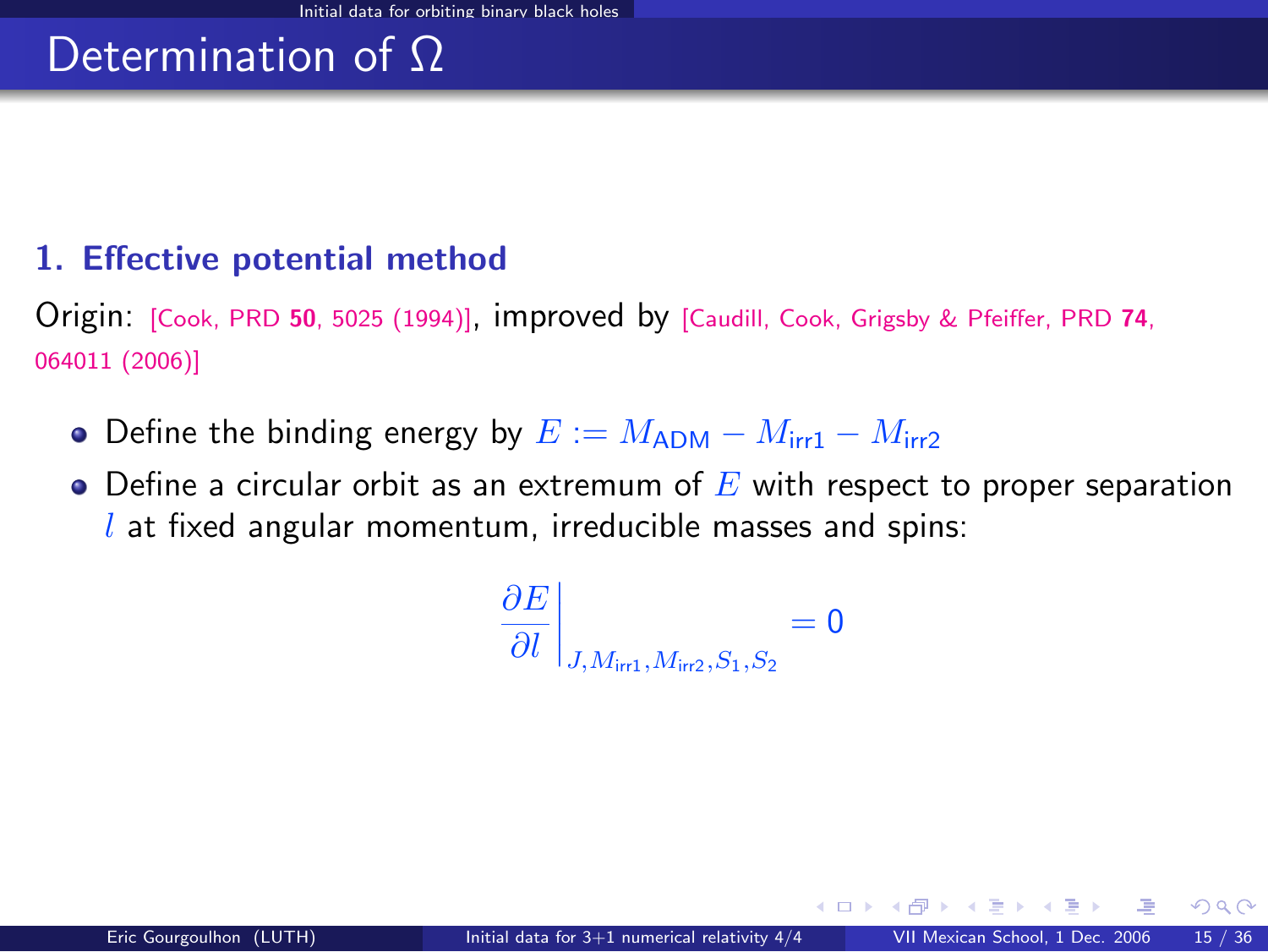# Determination of $\Omega$

### 1. Effective potential method

Origin: [Cook, PRD **50**, 5025 (1994)], improved by [Caudill, Cook, Grigsby & Pfeiffer, PRD **74**, 064011 (2006)]

- Define the binding energy by $E := M_{\rm ADM} - M_{\rm irr1} - M_{\rm irr2}$
- Define a circular orbit as an extremum of $E$ with respect to proper separation $l$ at fixed angular momentum, irreducible masses and spins:

$$\left.\frac{\partial E}{\partial l}\right|_{J, M_{\rm irr1}, M_{\rm irr2}, S_1, S_2} = 0$$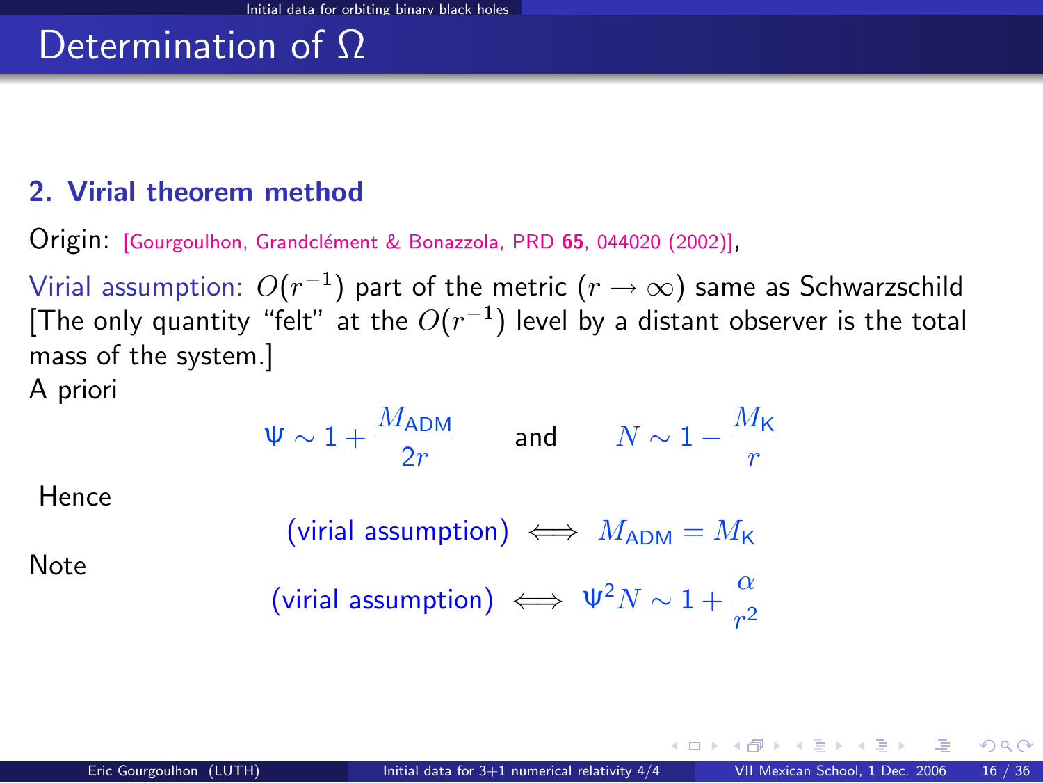# Determination of $\Omega$

## 2. Virial theorem method

Origin: [Gourgoulhon, Grandclément & Bonazzola, PRD **65**, 044020 (2002)],

Virial assumption: $O(r^{-1})$ part of the metric ($r \to \infty$) same as Schwarzschild [The only quantity "felt" at the $O(r^{-1})$ level by a distant observer is the total mass of the system.]

A priori

$$\Psi \sim 1 + \frac{M_{\rm ADM}}{2r} \qquad \text{and} \qquad N \sim 1 - \frac{M_{\rm K}}{r}$$

Hence

$$\text{(virial assumption)} \iff M_{\rm ADM} = M_{\rm K}$$

Note

$$\text{(virial assumption)} \iff \Psi^2 N \sim 1 + \frac{\alpha}{r^2}$$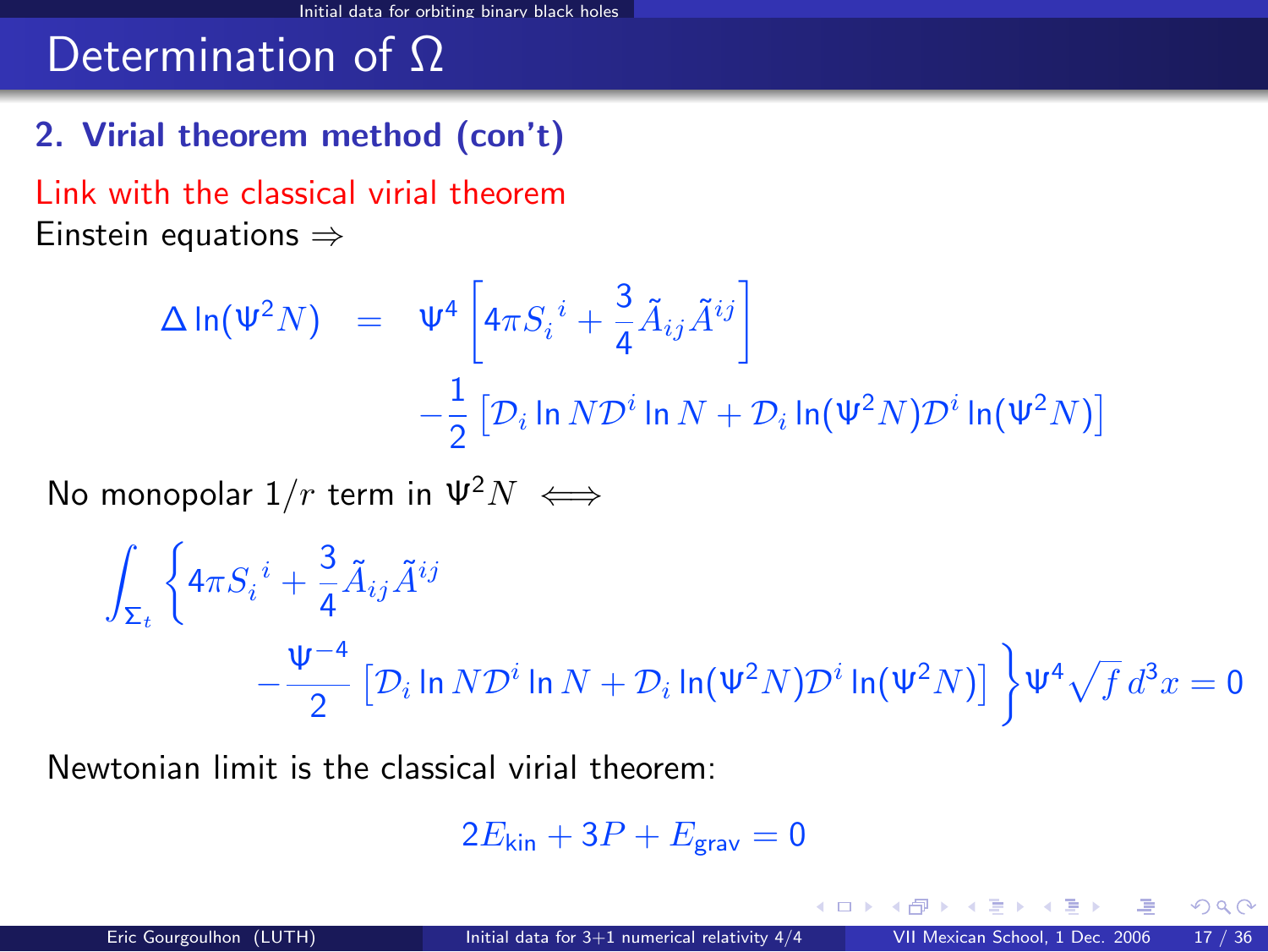# Determination of $\Omega$

## 2. Virial theorem method (con't)

Link with the classical virial theorem

Einstein equations $\Rightarrow$

$$
\begin{aligned}
\Delta \ln(\Psi^2 N) \quad = \quad & \Psi^4 \left[ 4\pi S_i^{\ i} + \frac{3}{4} \tilde{A}_{ij} \tilde{A}^{ij} \right] \\
& - \frac{1}{2} \left[ \mathcal{D}_i \ln N \mathcal{D}^i \ln N + \mathcal{D}_i \ln(\Psi^2 N) \mathcal{D}^i \ln(\Psi^2 N) \right]
\end{aligned}
$$

No monopolar $1/r$ term in $\Psi^2 N \iff$

$$
\int_{\Sigma_t} \left\{ 4\pi S_i^{\ i} + \frac{3}{4} \tilde{A}_{ij} \tilde{A}^{ij} - \frac{\Psi^{-4}}{2} \left[ \mathcal{D}_i \ln N \mathcal{D}^i \ln N + \mathcal{D}_i \ln(\Psi^2 N) \mathcal{D}^i \ln(\Psi^2 N) \right] \right\} \Psi^4 \sqrt{f}\, d^3x = 0
$$

Newtonian limit is the classical virial theorem:

$$
2E_{\text{kin}} + 3P + E_{\text{grav}} = 0
$$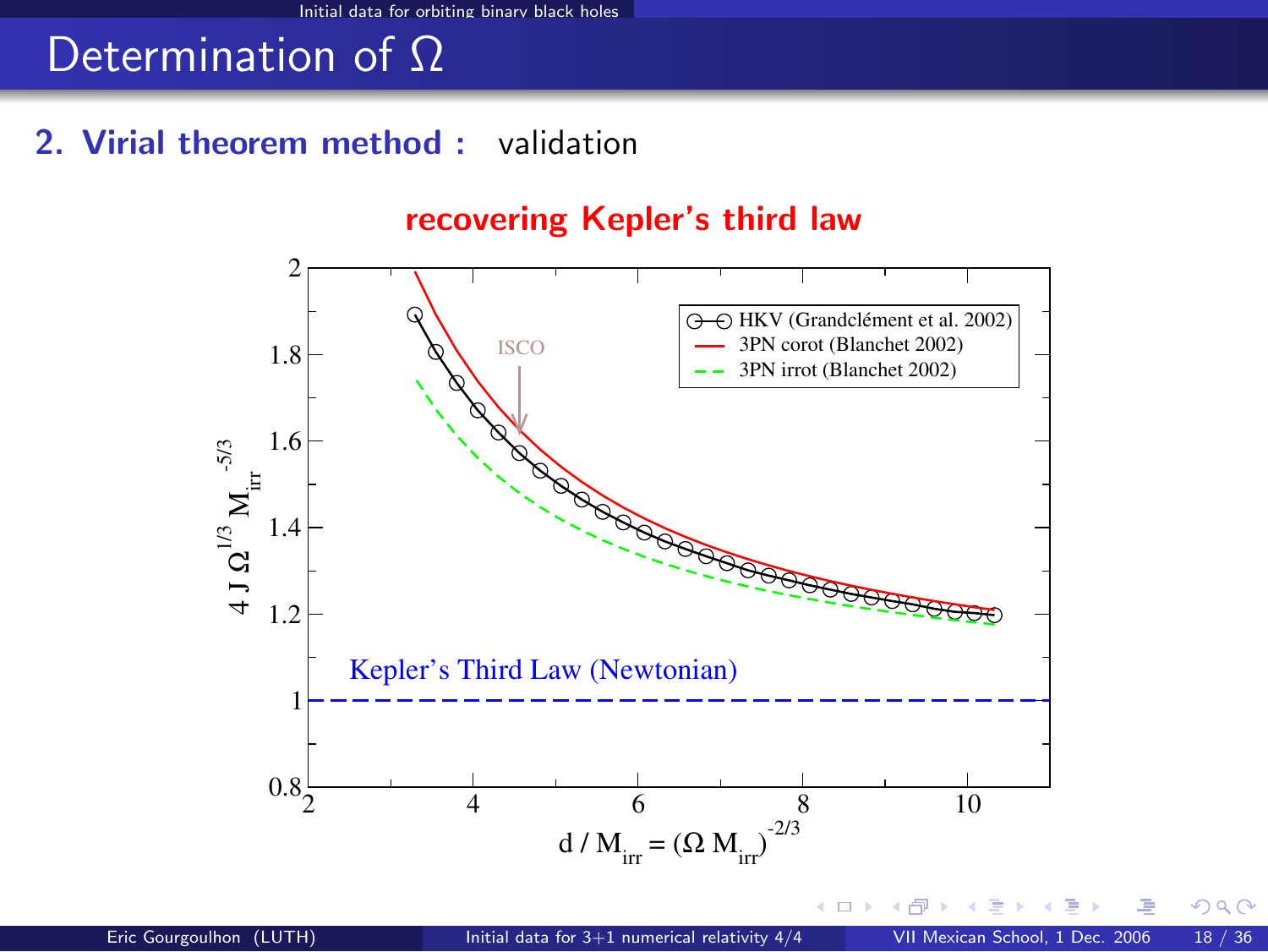# Determination of $\Omega$

**2. Virial theorem method :** validation

**recovering Kepler's third law**

- HKV (Grandclément et al. 2002)
- 3PN corot (Blanchet 2002)
- 3PN irrot (Blanchet 2002)

ISCO

Kepler's Third Law (Newtonian)

$4\, J\, \Omega^{1/3}\, M_{irr}^{-5/3}$

$d / M_{irr} = (\Omega M_{irr})^{-2/3}$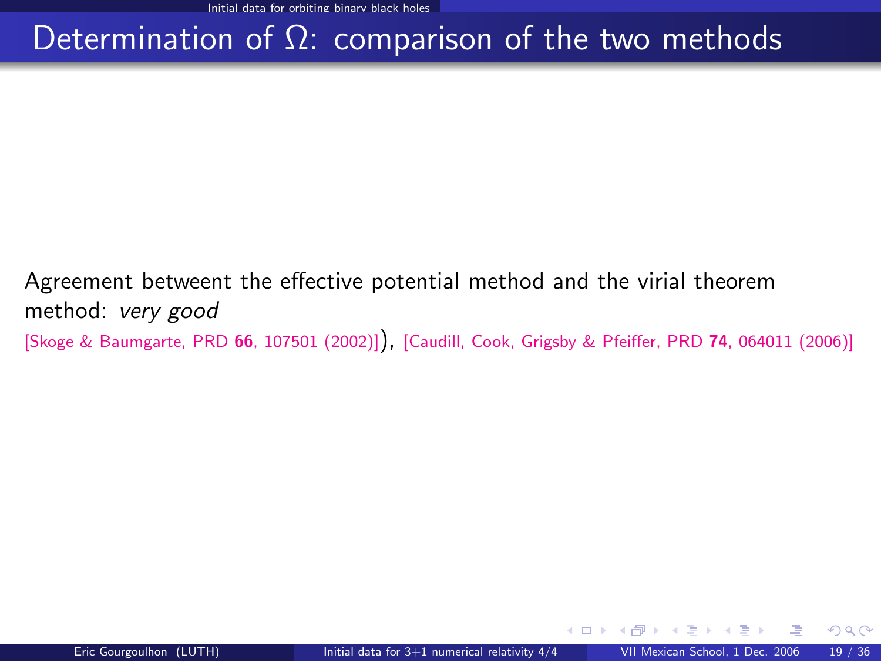# Determination of $\Omega$: comparison of the two methods

Agreement betweent the effective potential method and the virial theorem method: *very good*

[Skoge & Baumgarte, PRD **66**, 107501 (2002)]), [Caudill, Cook, Grigsby & Pfeiffer, PRD **74**, 064011 (2006)]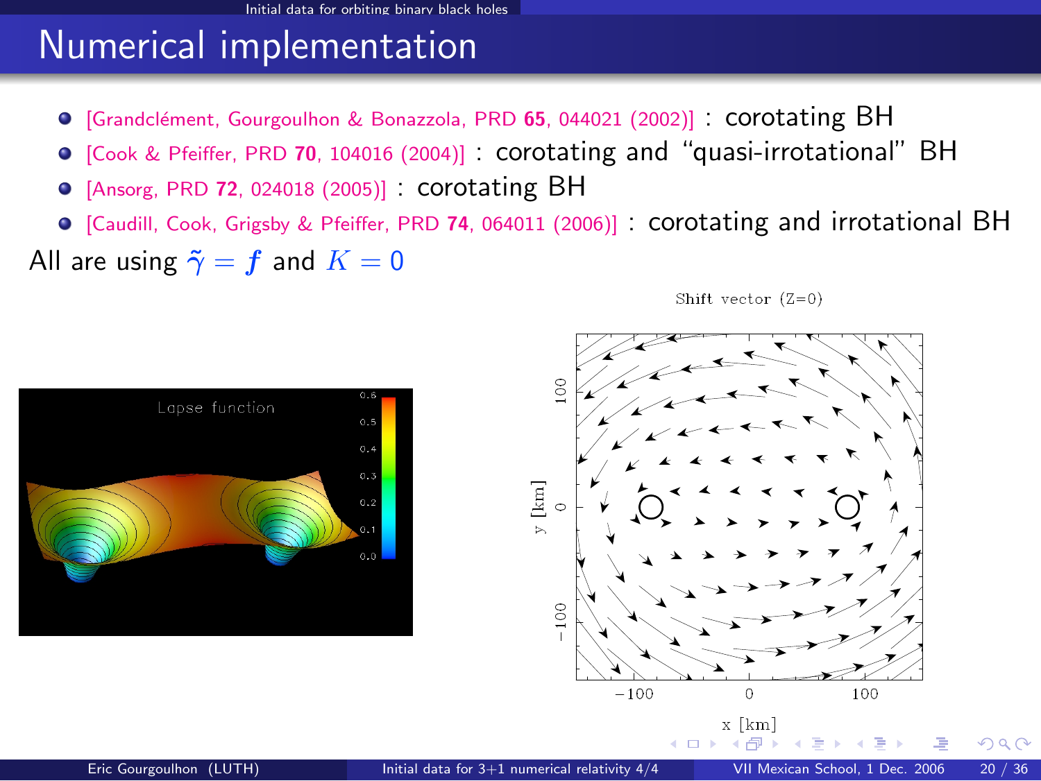# Numerical implementation

- [Grandclément, Gourgoulhon & Bonazzola, PRD **65**, 044021 (2002)] : corotating BH
- [Cook & Pfeiffer, PRD **70**, 104016 (2004)] : corotating and "quasi-irrotational" BH
- [Ansorg, PRD **72**, 024018 (2005)] : corotating BH
- [Caudill, Cook, Grigsby & Pfeiffer, PRD **74**, 064011 (2006)] : corotating and irrotational BH

All are using $\tilde{\gamma} = f$ and $K = 0$

Lapse function

Shift vector (Z=0)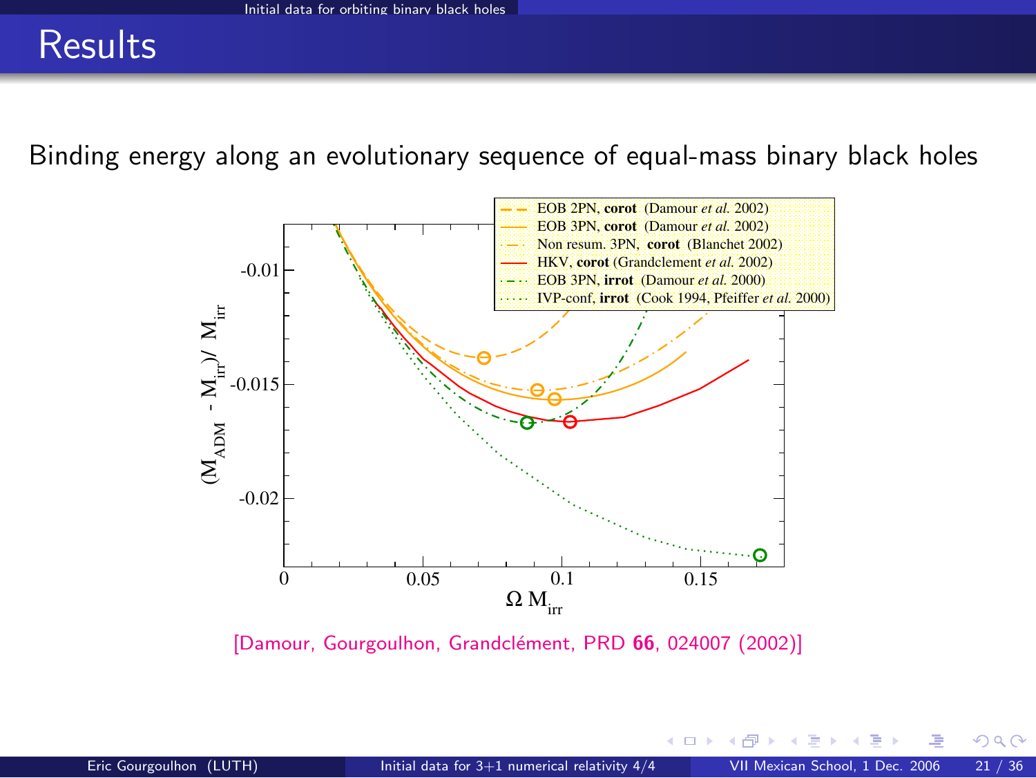# Results

Binding energy along an evolutionary sequence of equal-mass binary black holes

[Damour, Gourgoulhon, Grandclément, PRD **66**, 024007 (2002)]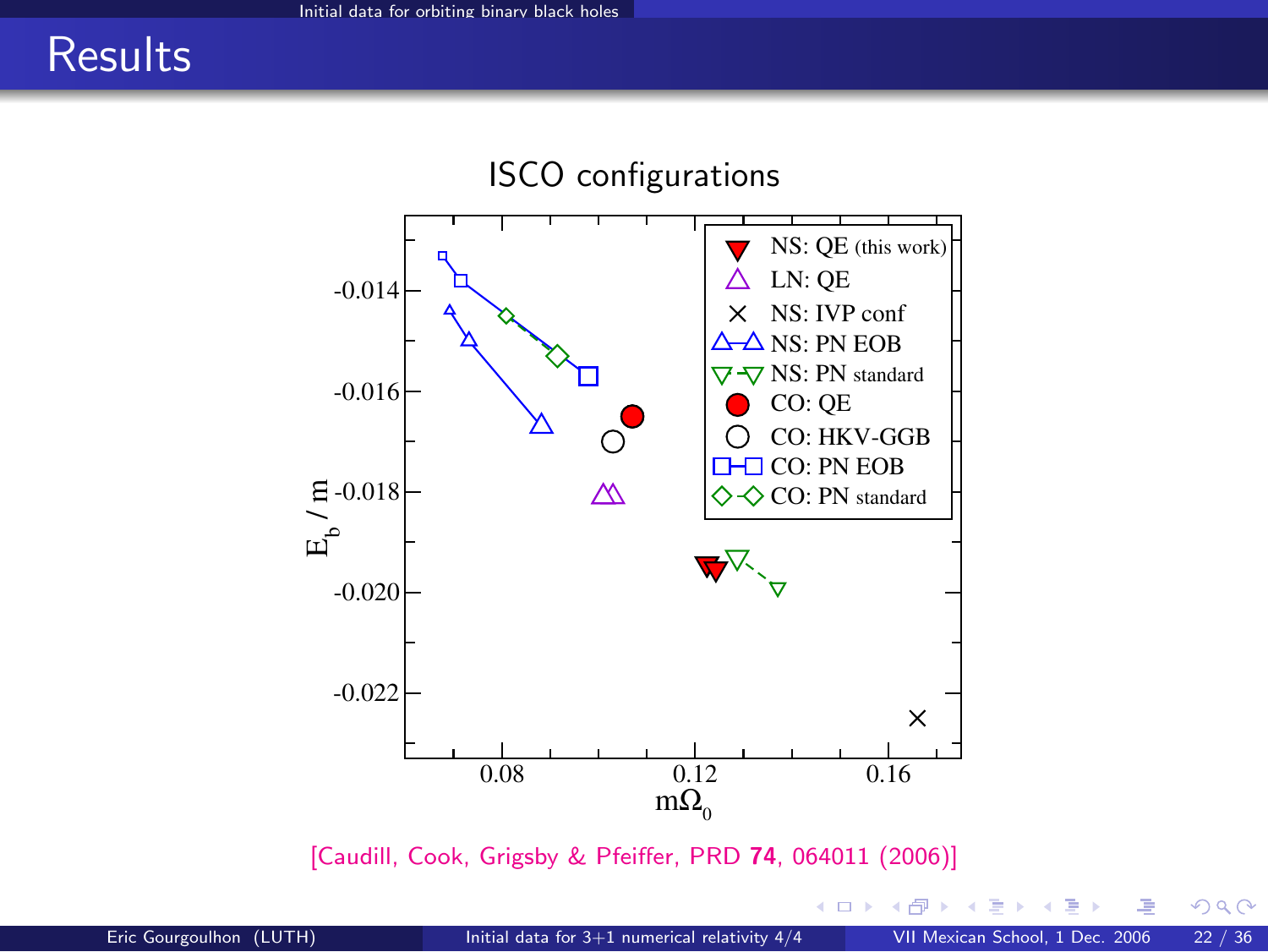# Results

ISCO configurations

| Legend |
|---|
| NS: QE (this work) |
| LN: QE |
| NS: IVP conf |
| NS: PN EOB |
| NS: PN standard |
| CO: QE |
| CO: HKV-GGB |
| CO: PN EOB |
| CO: PN standard |

Axes: $E_b / m$ (vertical, from -0.022 to -0.014) versus $m\Omega_0$ (horizontal, 0.08 to 0.16)

[Caudill, Cook, Grigsby & Pfeiffer, PRD **74**, 064011 (2006)]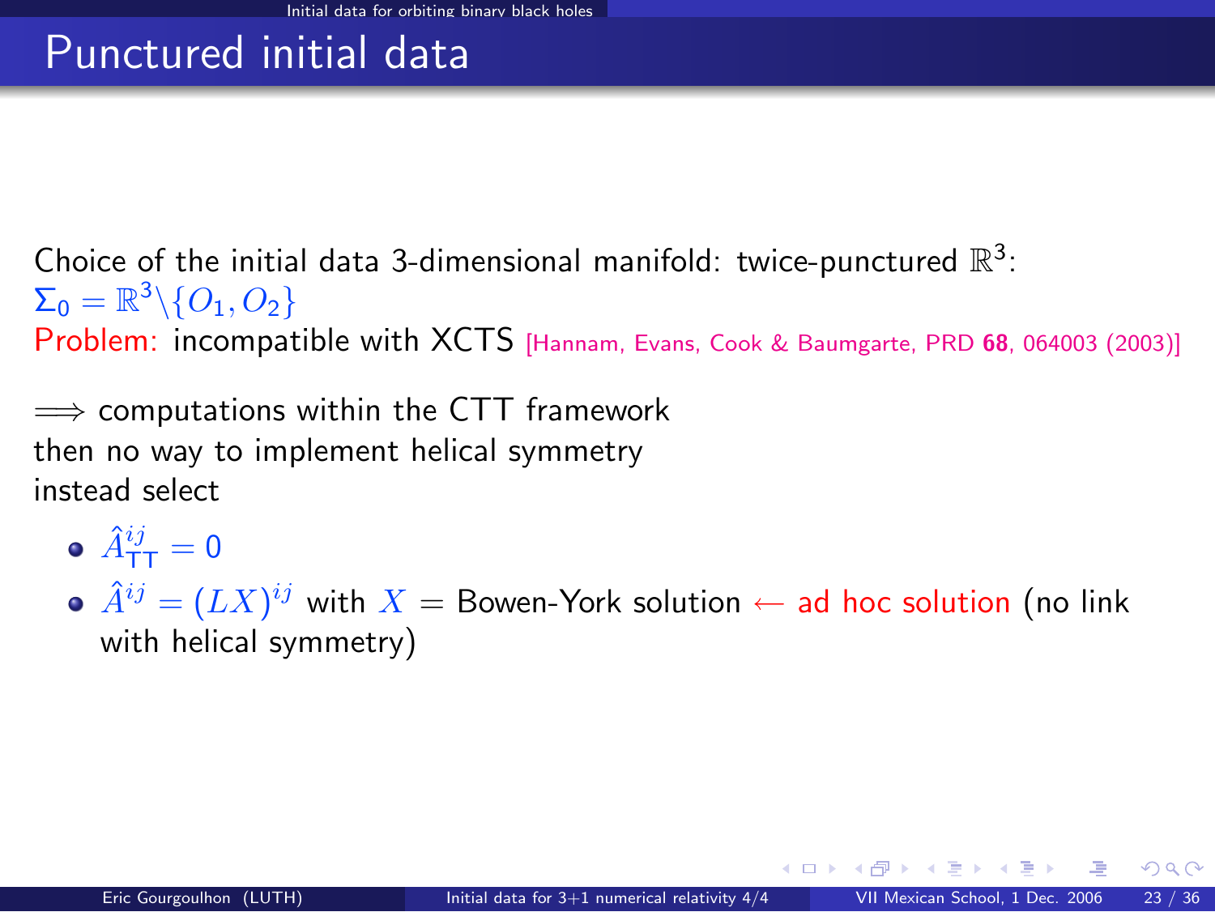# Punctured initial data

Choice of the initial data 3-dimensional manifold: twice-punctured $\mathbb{R}^3$:
$\Sigma_0 = \mathbb{R}^3 \backslash \{O_1, O_2\}$
Problem: incompatible with XCTS [Hannam, Evans, Cook & Baumgarte, PRD **68**, 064003 (2003)]

$\Longrightarrow$ computations within the CTT framework
then no way to implement helical symmetry
instead select

- $\hat{A}^{ij}_{\mathrm{TT}} = 0$
- $\hat{A}^{ij} = (LX)^{ij}$ with $X$ = Bowen-York solution $\leftarrow$ ad hoc solution (no link with helical symmetry)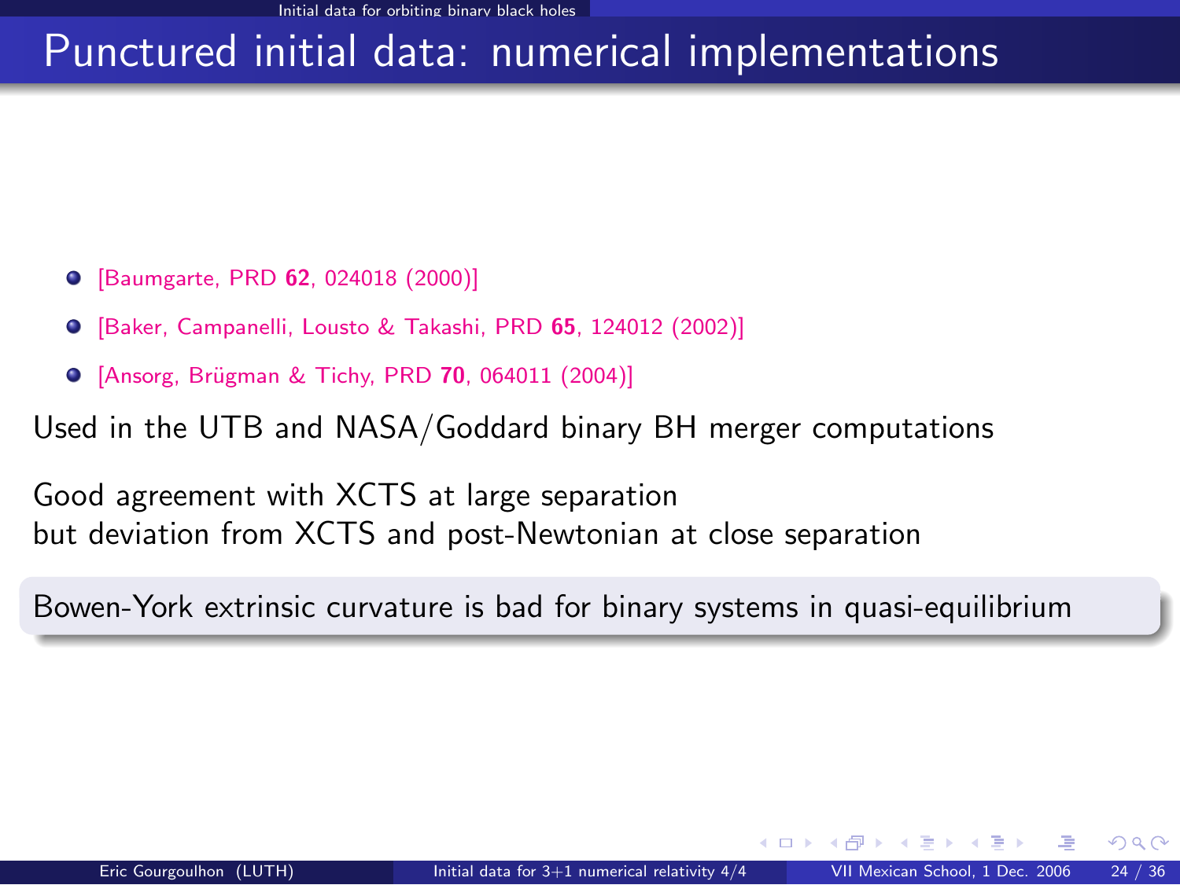# Punctured initial data: numerical implementations

- [Baumgarte, PRD **62**, 024018 (2000)]
- [Baker, Campanelli, Lousto & Takashi, PRD **65**, 124012 (2002)]
- [Ansorg, Brügman & Tichy, PRD **70**, 064011 (2004)]

Used in the UTB and NASA/Goddard binary BH merger computations

Good agreement with XCTS at large separation
but deviation from XCTS and post-Newtonian at close separation

Bowen-York extrinsic curvature is bad for binary systems in quasi-equilibrium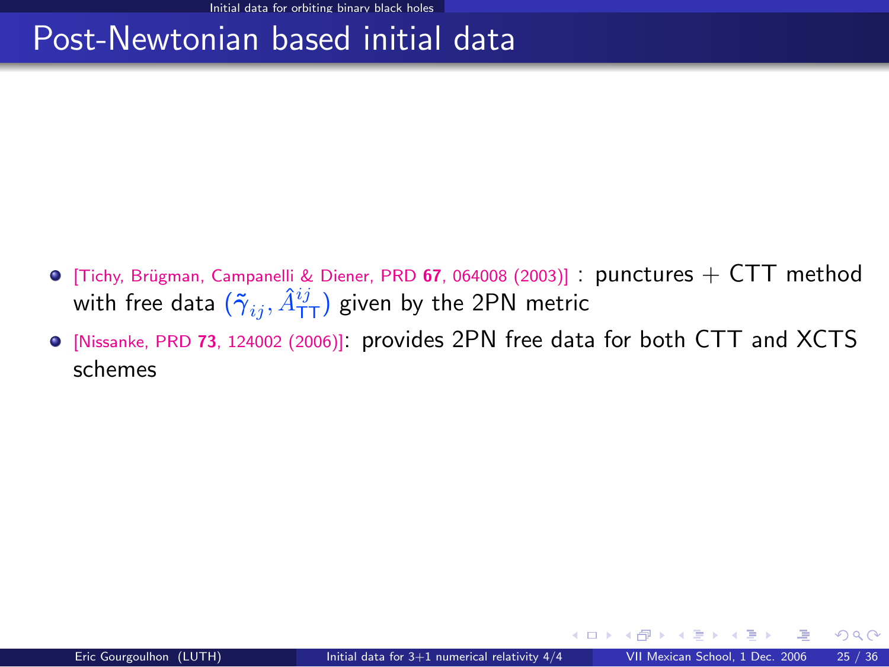# Post-Newtonian based initial data

- [Tichy, Brügman, Campanelli & Diener, PRD **67**, 064008 (2003)] : punctures + CTT method with free data $(\tilde{\gamma}_{ij}, \hat{A}^{ij}_{\mathrm{TT}})$ given by the 2PN metric
- [Nissanke, PRD **73**, 124002 (2006)]: provides 2PN free data for both CTT and XCTS schemes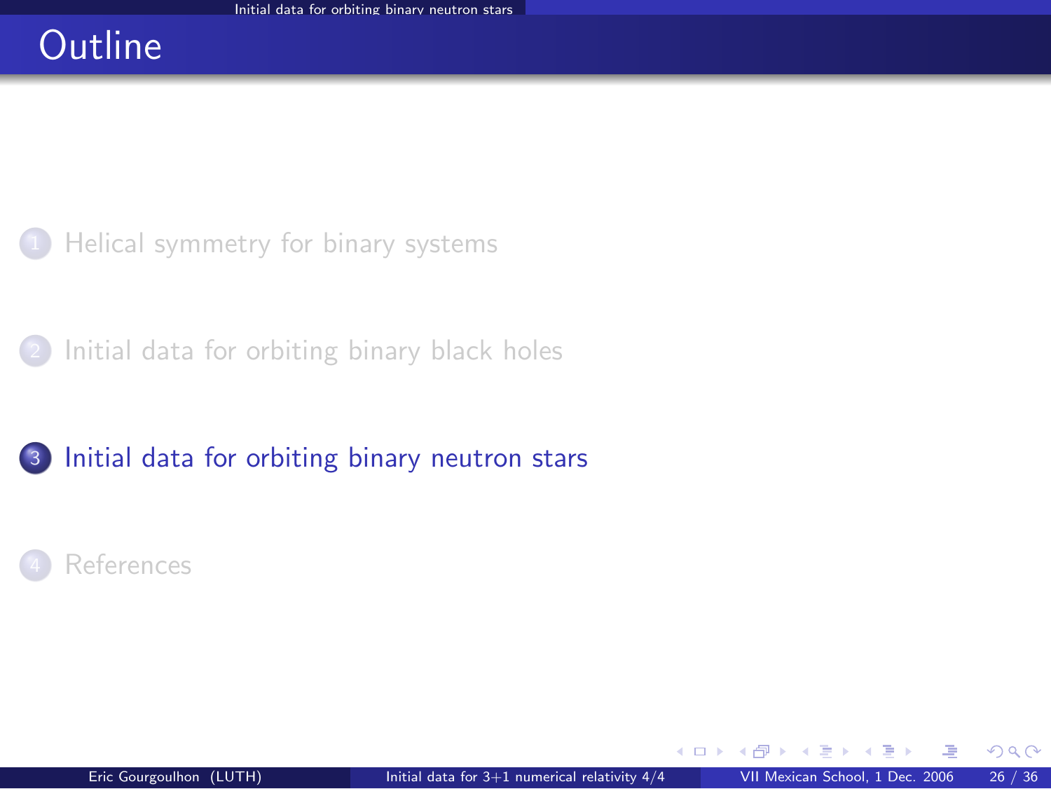# Outline

1. Helical symmetry for binary systems
2. Initial data for orbiting binary black holes
3. Initial data for orbiting binary neutron stars
4. References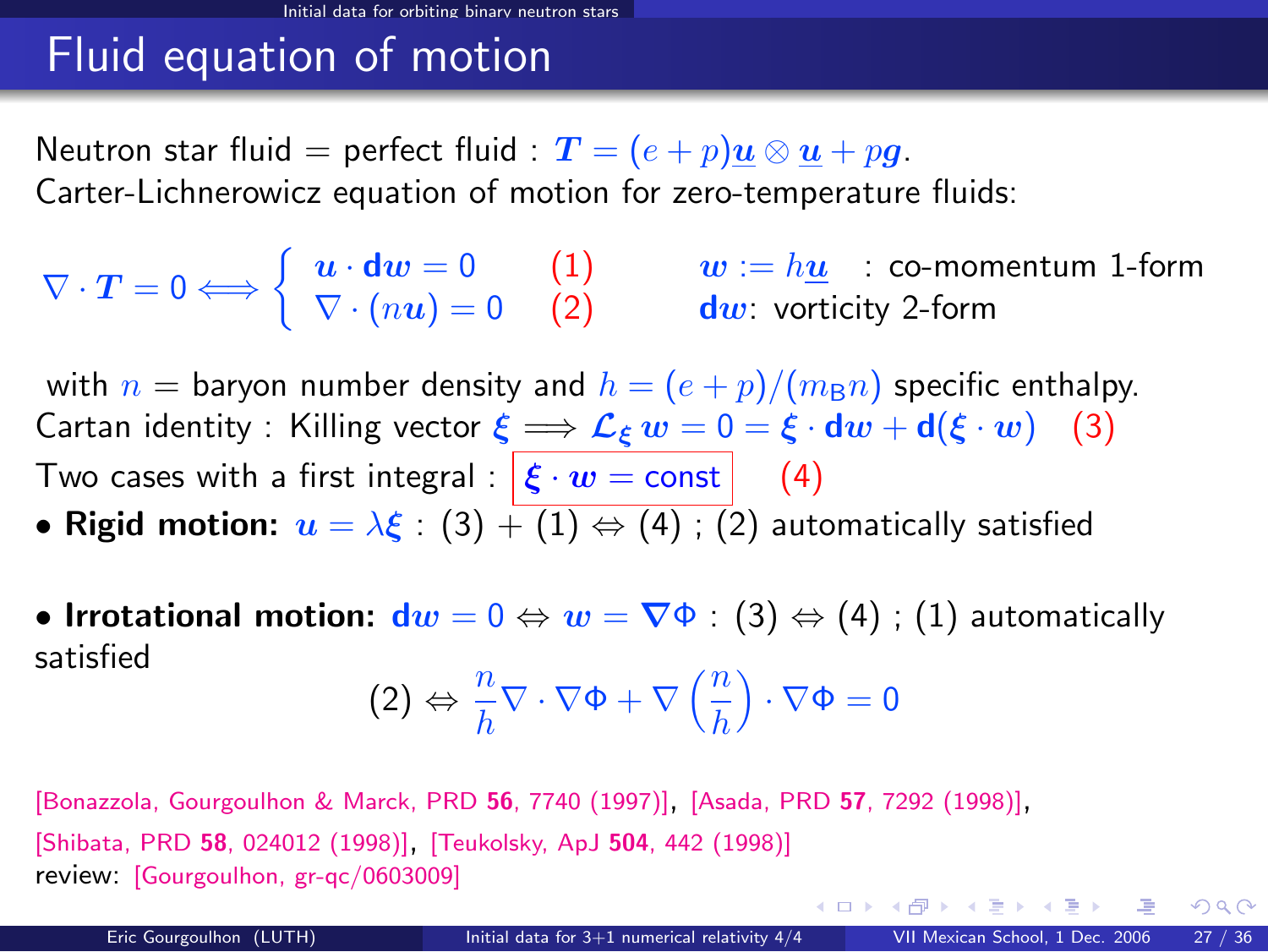# Fluid equation of motion

Neutron star fluid = perfect fluid : $\boldsymbol{T} = (e+p)\underline{\boldsymbol{u}} \otimes \underline{\boldsymbol{u}} + p\boldsymbol{g}$.

Carter-Lichnerowicz equation of motion for zero-temperature fluids:

$$\nabla \cdot \boldsymbol{T} = 0 \iff \begin{cases} \boldsymbol{u} \cdot \mathbf{d}\boldsymbol{w} = 0 & (1) \\ \nabla \cdot (n\boldsymbol{u}) = 0 & (2) \end{cases}$$

$\boldsymbol{w} := h\underline{\boldsymbol{u}}$ : co-momentum 1-form

$\mathbf{d}\boldsymbol{w}$: vorticity 2-form

with $n$ = baryon number density and $h = (e+p)/(m_{\rm B} n)$ specific enthalpy.

Cartan identity : Killing vector $\boldsymbol{\xi} \implies \mathcal{L}_{\boldsymbol{\xi}}\, \boldsymbol{w} = 0 = \boldsymbol{\xi} \cdot \mathbf{d}\boldsymbol{w} + \mathbf{d}(\boldsymbol{\xi} \cdot \boldsymbol{w})$ (3)

Two cases with a first integral : $\boldsymbol{\xi} \cdot \boldsymbol{w} = \text{const}$ (4)

- **Rigid motion:** $\boldsymbol{u} = \lambda \boldsymbol{\xi}$ : (3) + (1) $\Leftrightarrow$ (4) ; (2) automatically satisfied

- **Irrotational motion:** $\mathbf{d}\boldsymbol{w} = 0 \Leftrightarrow \boldsymbol{w} = \boldsymbol{\nabla}\Phi$ : (3) $\Leftrightarrow$ (4) ; (1) automatically satisfied

$$(2) \Leftrightarrow \frac{n}{h} \nabla \cdot \nabla\Phi + \nabla\left(\frac{n}{h}\right) \cdot \nabla\Phi = 0$$

[Bonazzola, Gourgoulhon & Marck, PRD **56**, 7740 (1997)], [Asada, PRD **57**, 7292 (1998)], [Shibata, PRD **58**, 024012 (1998)], [Teukolsky, ApJ **504**, 442 (1998)]

review: [Gourgoulhon, gr-qc/0603009]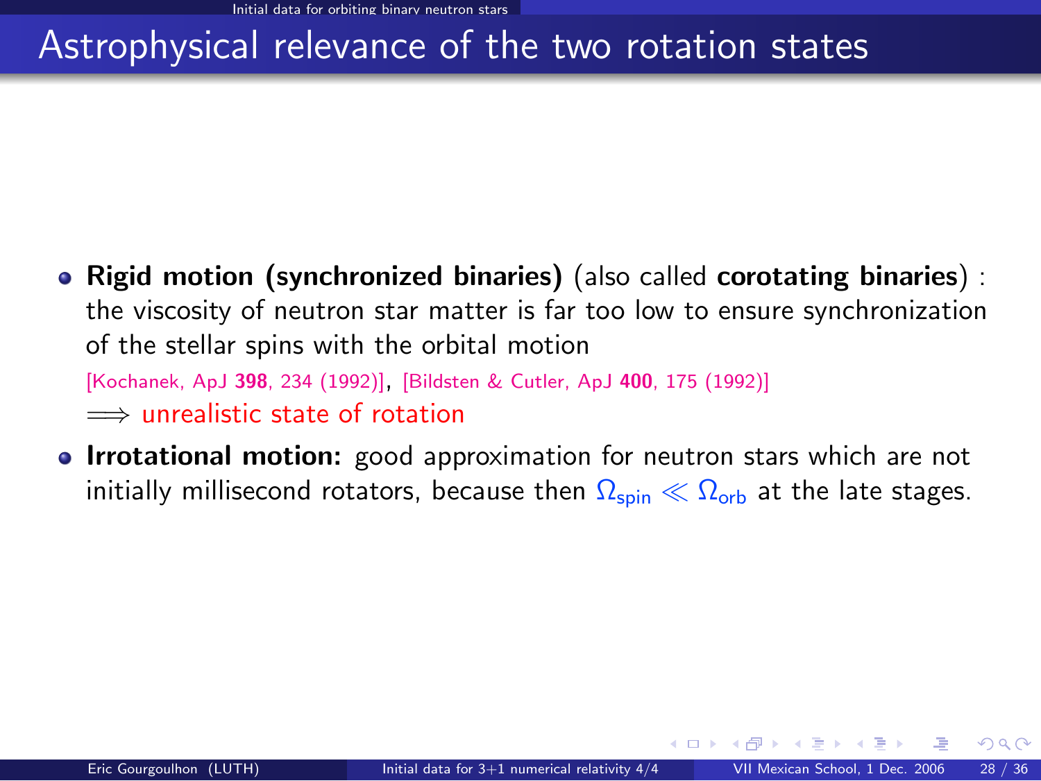# Astrophysical relevance of the two rotation states

- **Rigid motion (synchronized binaries)** (also called **corotating binaries**) : the viscosity of neutron star matter is far too low to ensure synchronization of the stellar spins with the orbital motion
  [Kochanek, ApJ **398**, 234 (1992)], [Bildsten & Cutler, ApJ **400**, 175 (1992)]
  $\Longrightarrow$ unrealistic state of rotation
- **Irrotational motion:** good approximation for neutron stars which are not initially millisecond rotators, because then $\Omega_{\rm spin} \ll \Omega_{\rm orb}$ at the late stages.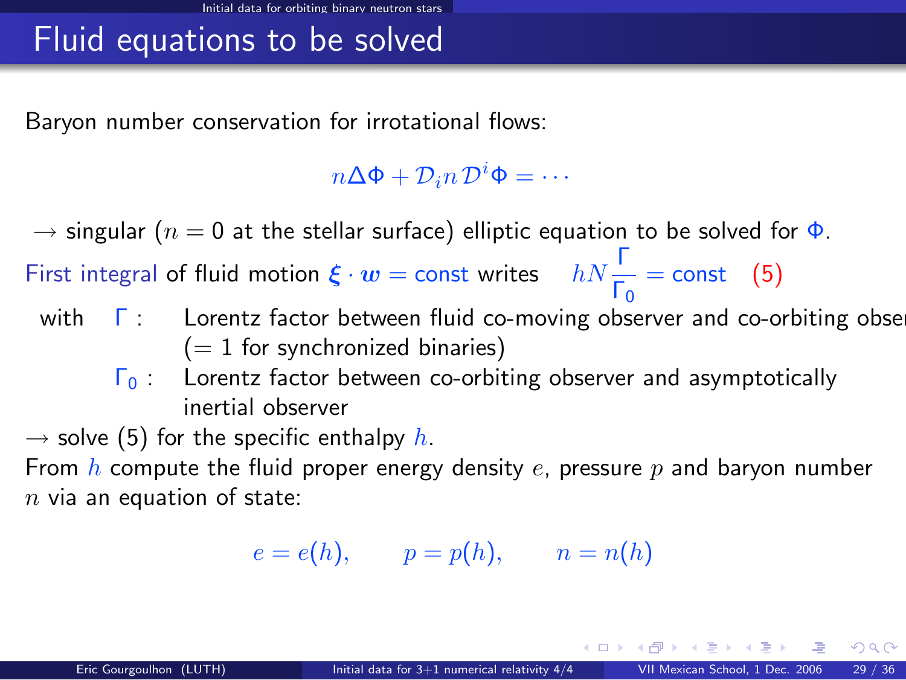# Fluid equations to be solved

Baryon number conservation for irrotational flows:

$$n\Delta\Phi + \mathcal{D}_i n \, \mathcal{D}^i \Phi = \cdots$$

$\rightarrow$ singular ($n = 0$ at the stellar surface) elliptic equation to be solved for $\Phi$.

First integral of fluid motion $\boldsymbol{\xi} \cdot \boldsymbol{w} = \text{const}$ writes $\quad hN \dfrac{\Gamma}{\Gamma_0} = \text{const} \quad (5)$

with

- $\Gamma$ : Lorentz factor between fluid co-moving observer and co-orbiting observer ($= 1$ for synchronized binaries)
- $\Gamma_0$ : Lorentz factor between co-orbiting observer and asymptotically inertial observer

$\rightarrow$ solve (5) for the specific enthalpy $h$.

From $h$ compute the fluid proper energy density $e$, pressure $p$ and baryon number $n$ via an equation of state:

$$e = e(h), \qquad p = p(h), \qquad n = n(h)$$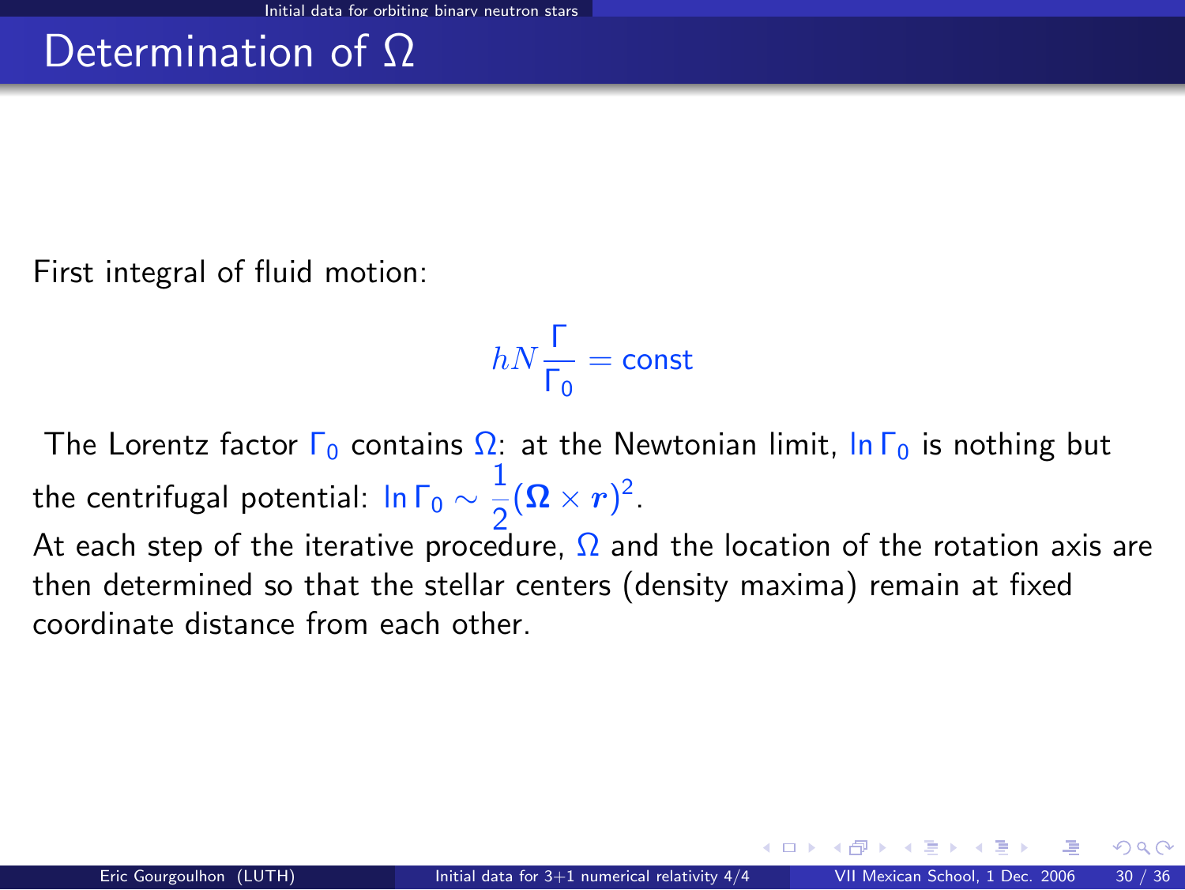# Determination of $\Omega$

First integral of fluid motion:

$$hN\frac{\Gamma}{\Gamma_0} = \text{const}$$

The Lorentz factor $\Gamma_0$ contains $\Omega$: at the Newtonian limit, $\ln\Gamma_0$ is nothing but the centrifugal potential: $\ln\Gamma_0 \sim \frac{1}{2}(\boldsymbol{\Omega}\times\boldsymbol{r})^2$.

At each step of the iterative procedure, $\Omega$ and the location of the rotation axis are then determined so that the stellar centers (density maxima) remain at fixed coordinate distance from each other.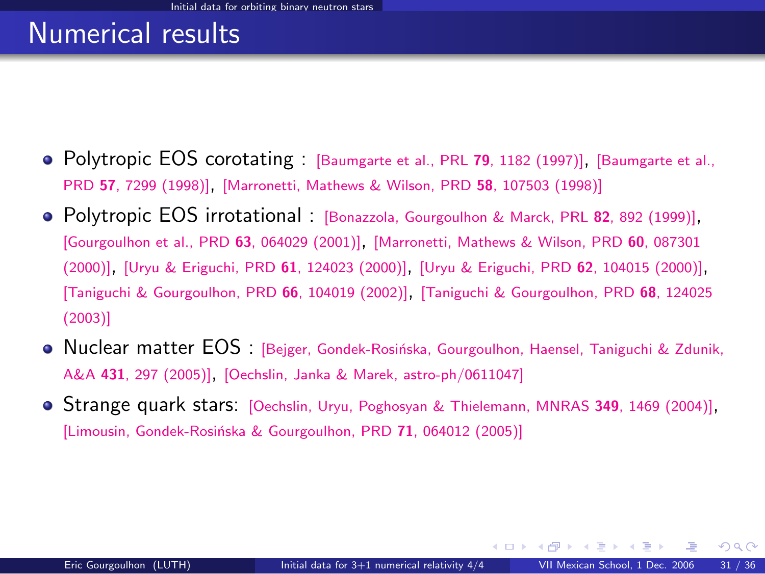# Numerical results

- Polytropic EOS corotating : [Baumgarte et al., PRL **79**, 1182 (1997)], [Baumgarte et al., PRD **57**, 7299 (1998)], [Marronetti, Mathews & Wilson, PRD **58**, 107503 (1998)]
- Polytropic EOS irrotational : [Bonazzola, Gourgoulhon & Marck, PRL **82**, 892 (1999)], [Gourgoulhon et al., PRD **63**, 064029 (2001)], [Marronetti, Mathews & Wilson, PRD **60**, 087301 (2000)], [Uryu & Eriguchi, PRD **61**, 124023 (2000)], [Uryu & Eriguchi, PRD **62**, 104015 (2000)], [Taniguchi & Gourgoulhon, PRD **66**, 104019 (2002)], [Taniguchi & Gourgoulhon, PRD **68**, 124025 (2003)]
- Nuclear matter EOS : [Bejger, Gondek-Rosińska, Gourgoulhon, Haensel, Taniguchi & Zdunik, A&A **431**, 297 (2005)], [Oechslin, Janka & Marek, astro-ph/0611047]
- Strange quark stars: [Oechslin, Uryu, Poghosyan & Thielemann, MNRAS **349**, 1469 (2004)], [Limousin, Gondek-Rosińska & Gourgoulhon, PRD **71**, 064012 (2005)]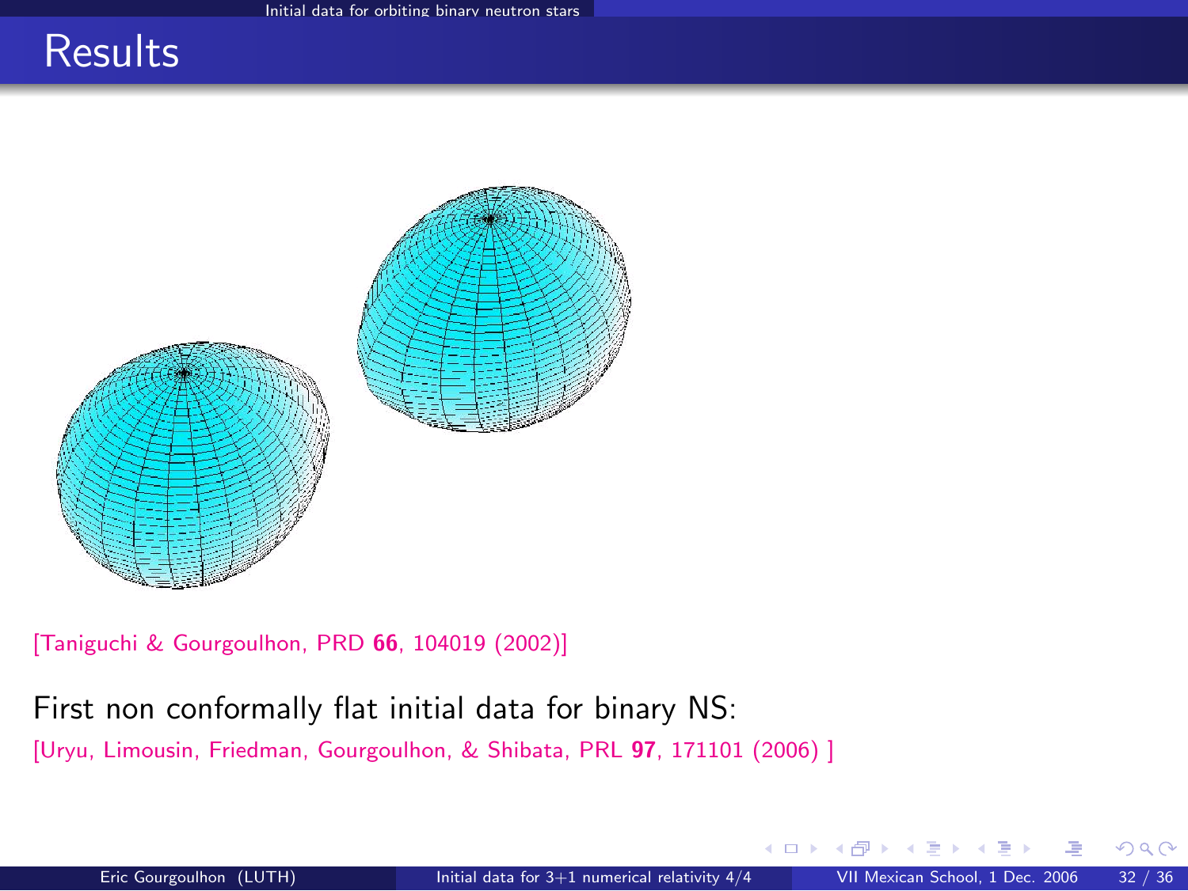# Results

[Taniguchi & Gourgoulhon, PRD **66**, 104019 (2002)]

First non conformally flat initial data for binary NS:

[Uryu, Limousin, Friedman, Gourgoulhon, & Shibata, PRL **97**, 171101 (2006) ]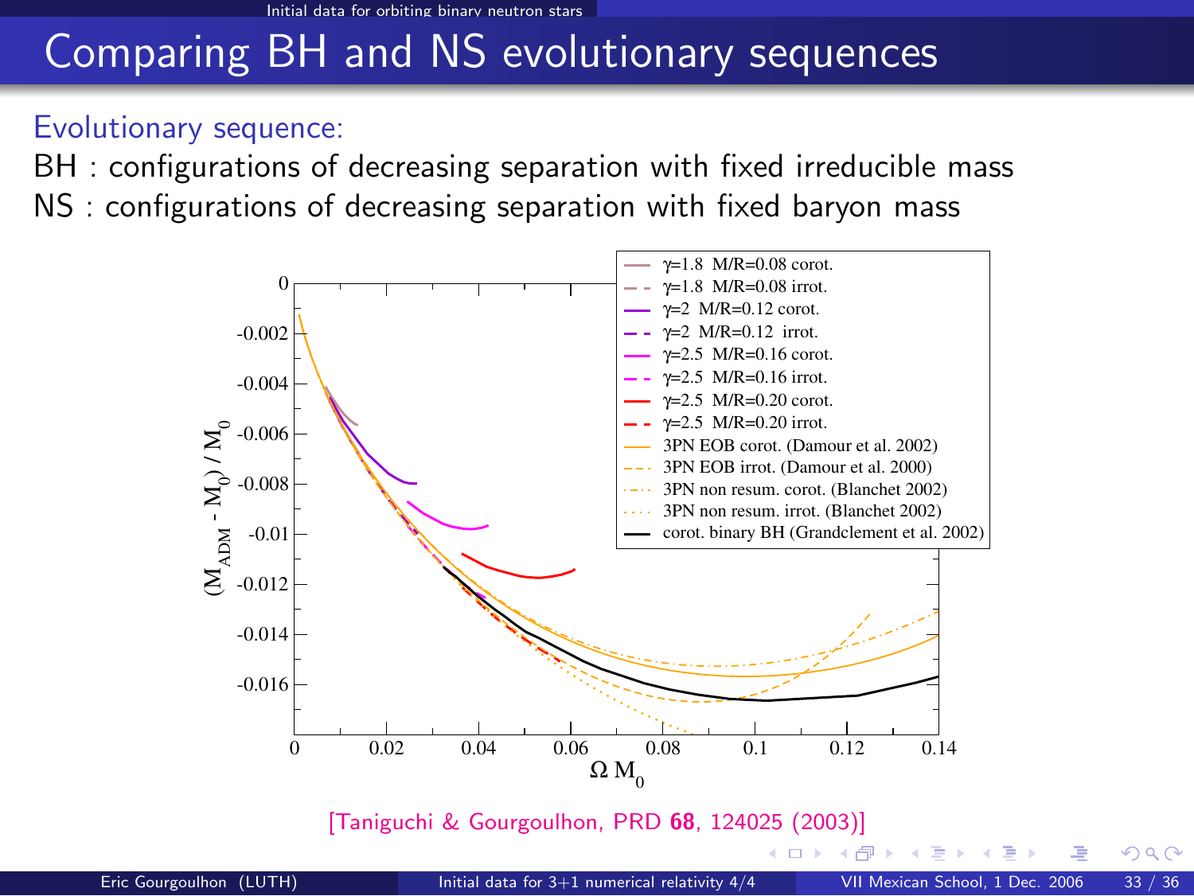# Comparing BH and NS evolutionary sequences

Evolutionary sequence:

BH : configurations of decreasing separation with fixed irreducible mass

NS : configurations of decreasing separation with fixed baryon mass

[Taniguchi & Gourgoulhon, PRD **68**, 124025 (2003)]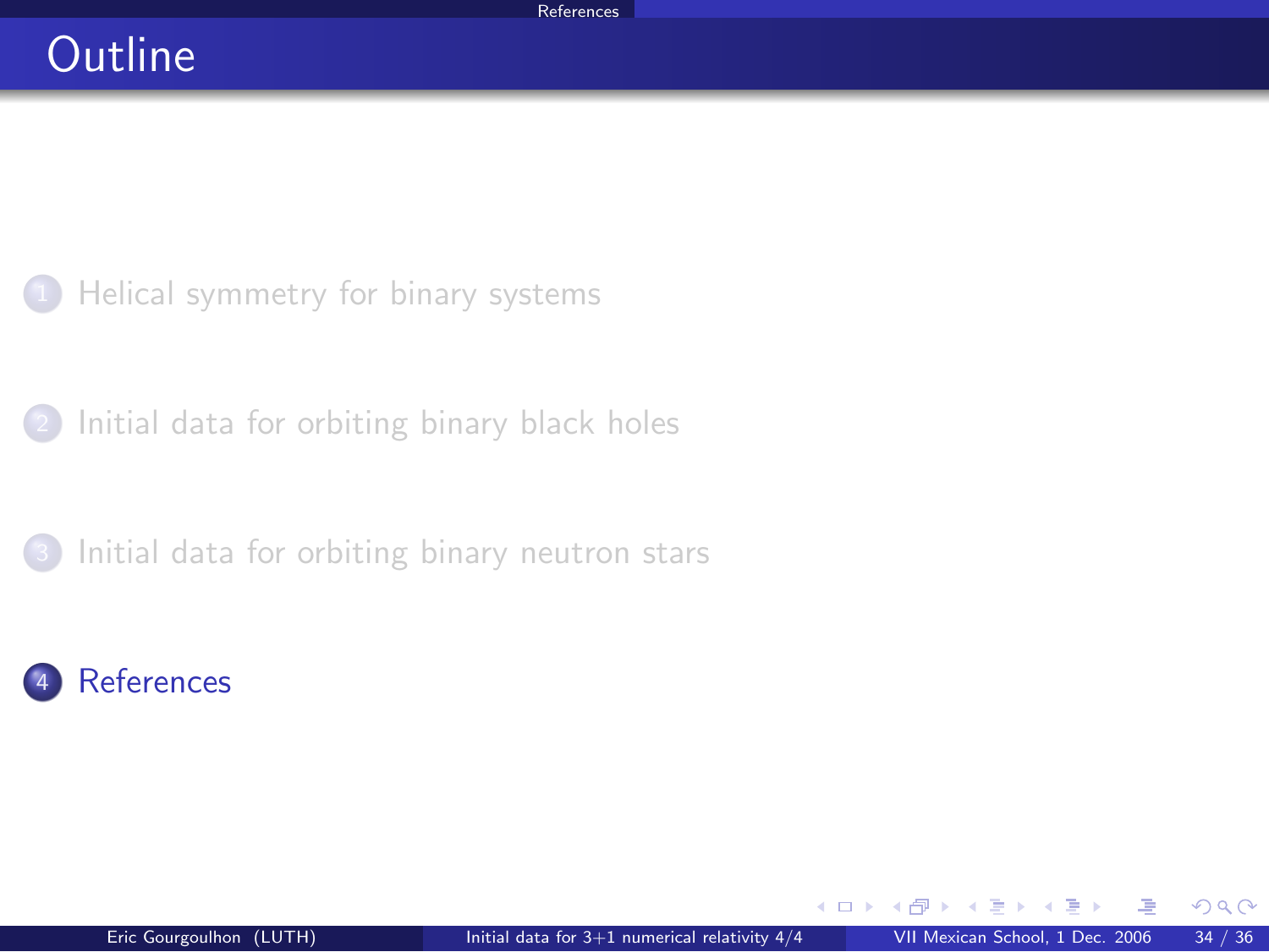# Outline

1. Helical symmetry for binary systems

2. Initial data for orbiting binary black holes

3. Initial data for orbiting binary neutron stars

4. References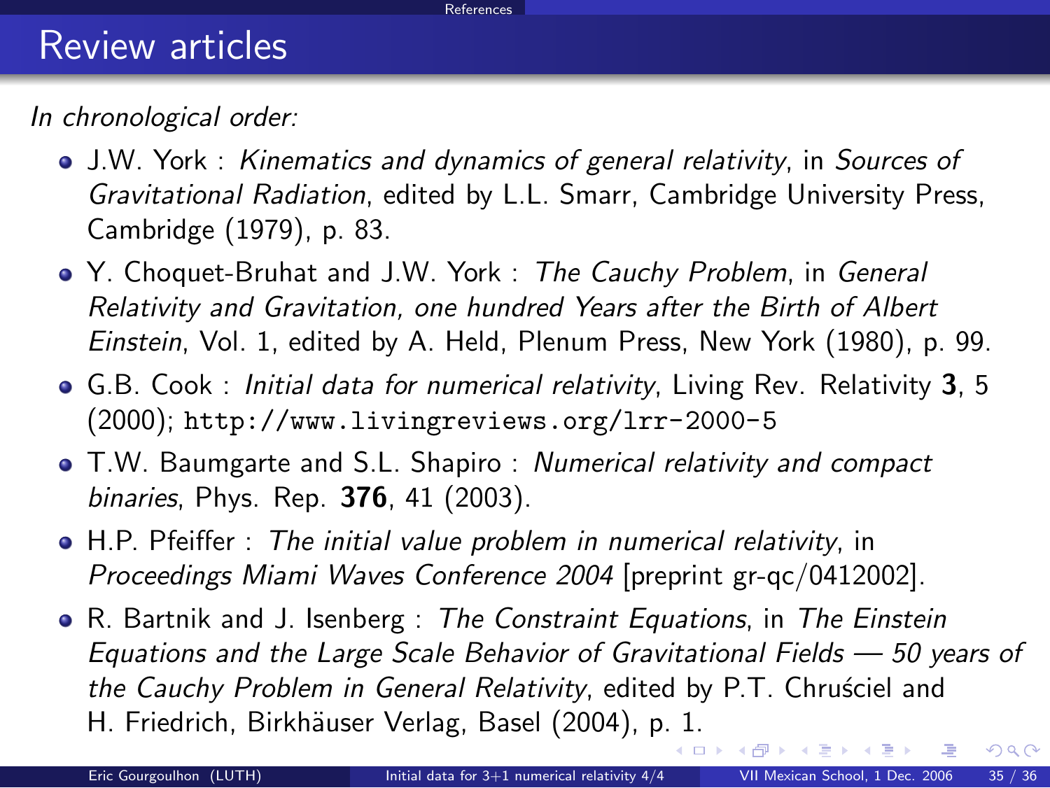# Review articles

*In chronological order:*

- J.W. York : *Kinematics and dynamics of general relativity*, in *Sources of Gravitational Radiation*, edited by L.L. Smarr, Cambridge University Press, Cambridge (1979), p. 83.
- Y. Choquet-Bruhat and J.W. York : *The Cauchy Problem*, in *General Relativity and Gravitation, one hundred Years after the Birth of Albert Einstein*, Vol. 1, edited by A. Held, Plenum Press, New York (1980), p. 99.
- G.B. Cook : *Initial data for numerical relativity*, Living Rev. Relativity **3**, 5 (2000); `http://www.livingreviews.org/lrr-2000-5`
- T.W. Baumgarte and S.L. Shapiro : *Numerical relativity and compact binaries*, Phys. Rep. **376**, 41 (2003).
- H.P. Pfeiffer : *The initial value problem in numerical relativity*, in *Proceedings Miami Waves Conference 2004* [preprint gr-qc/0412002].
- R. Bartnik and J. Isenberg : *The Constraint Equations*, in *The Einstein Equations and the Large Scale Behavior of Gravitational Fields — 50 years of the Cauchy Problem in General Relativity*, edited by P.T. Chruściel and H. Friedrich, Birkhäuser Verlag, Basel (2004), p. 1.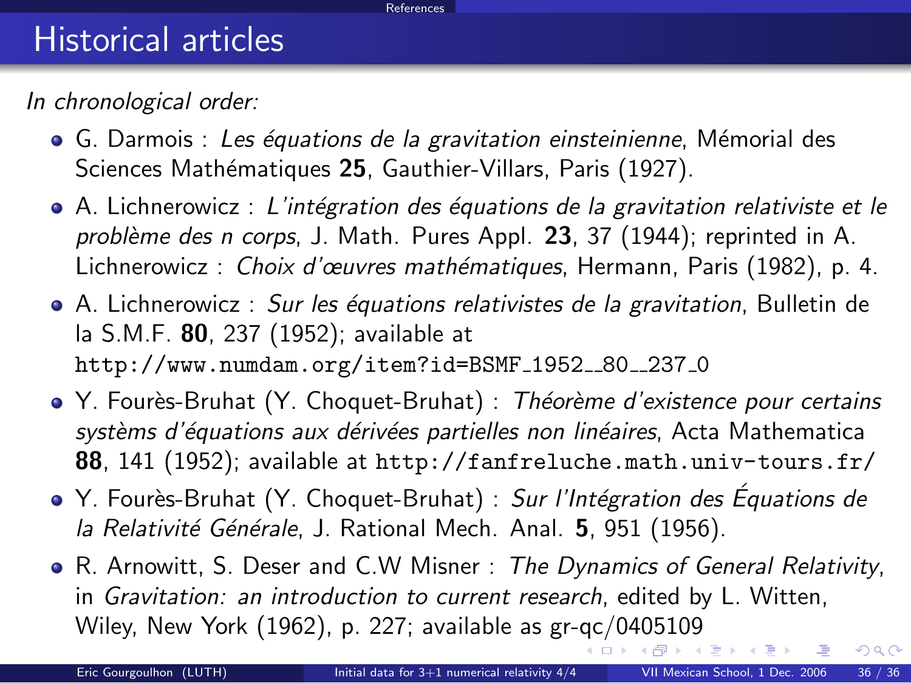# Historical articles

*In chronological order:*

- G. Darmois : *Les équations de la gravitation einsteinienne*, Mémorial des Sciences Mathématiques **25**, Gauthier-Villars, Paris (1927).
- A. Lichnerowicz : *L'intégration des équations de la gravitation relativiste et le problème des n corps*, J. Math. Pures Appl. **23**, 37 (1944); reprinted in A. Lichnerowicz : *Choix d'œuvres mathématiques*, Hermann, Paris (1982), p. 4.
- A. Lichnerowicz : *Sur les équations relativistes de la gravitation*, Bulletin de la S.M.F. **80**, 237 (1952); available at `http://www.numdam.org/item?id=BSMF_1952__80__237_0`
- Y. Fourès-Bruhat (Y. Choquet-Bruhat) : *Théorème d'existence pour certains systèms d'équations aux dérivées partielles non linéaires*, Acta Mathematica **88**, 141 (1952); available at `http://fanfreluche.math.univ-tours.fr/`
- Y. Fourès-Bruhat (Y. Choquet-Bruhat) : *Sur l'Intégration des Équations de la Relativité Générale*, J. Rational Mech. Anal. **5**, 951 (1956).
- R. Arnowitt, S. Deser and C.W Misner : *The Dynamics of General Relativity*, in *Gravitation: an introduction to current research*, edited by L. Witten, Wiley, New York (1962), p. 227; available as gr-qc/0405109